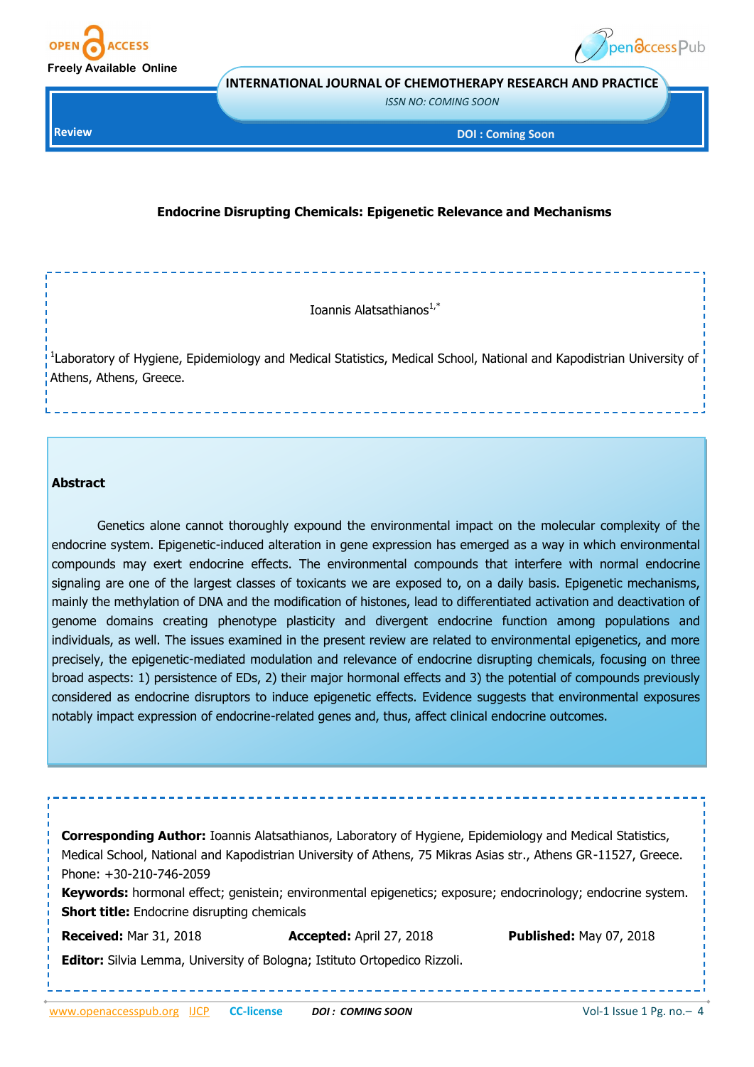Review

# Endocrine Disrupting Chemicals: Epigenetic Relevance and Mechanisms

Ioannis Alatsathianos[1,*]

[1]Laboratory of Hygiene, Epidemiology and Medical Statistics, Medical School, National and Kapodistrian University of Athens, Athens, Greece.

## Abstract

Genetics alone cannot thoroughly expound the environmental impact on the molecular complexity of the endocrine system. Epigenetic-induced alteration in gene expression has emerged as a way in which environmental compounds may exert endocrine effects. The environmental compounds that interfere with normal endocrine signaling are one of the largest classes of toxicants we are exposed to, on a daily basis. Epigenetic mechanisms, mainly the methylation of DNA and the modification of histones, lead to differentiated activation and deactivation of genome domains creating phenotype plasticity and divergent endocrine function among populations and individuals, as well. The issues examined in the present review are related to environmental epigenetics, and more precisely, the epigenetic-mediated modulation and relevance of endocrine disrupting chemicals, focusing on three broad aspects: 1) persistence of EDs, 2) their major hormonal effects and 3) the potential of compounds previously considered as endocrine disruptors to induce epigenetic effects. Evidence suggests that environmental exposures notably impact expression of endocrine-related genes and, thus, affect clinical endocrine outcomes.

**Corresponding Author:** Ioannis Alatsathianos, Laboratory of Hygiene, Epidemiology and Medical Statistics, Medical School, National and Kapodistrian University of Athens, 75 Mikras Asias str., Athens GR-11527, Greece. Phone: +30-210-746-2059

**Keywords:** hormonal effect; genistein; environmental epigenetics; exposure; endocrinology; endocrine system.

**Short title:** Endocrine disrupting chemicals

**Received:** Mar 31, 2018 **Accepted:** April 27, 2018 **Published:** May 07, 2018

**Editor:** Silvia Lemma, University of Bologna; Istituto Ortopedico Rizzoli.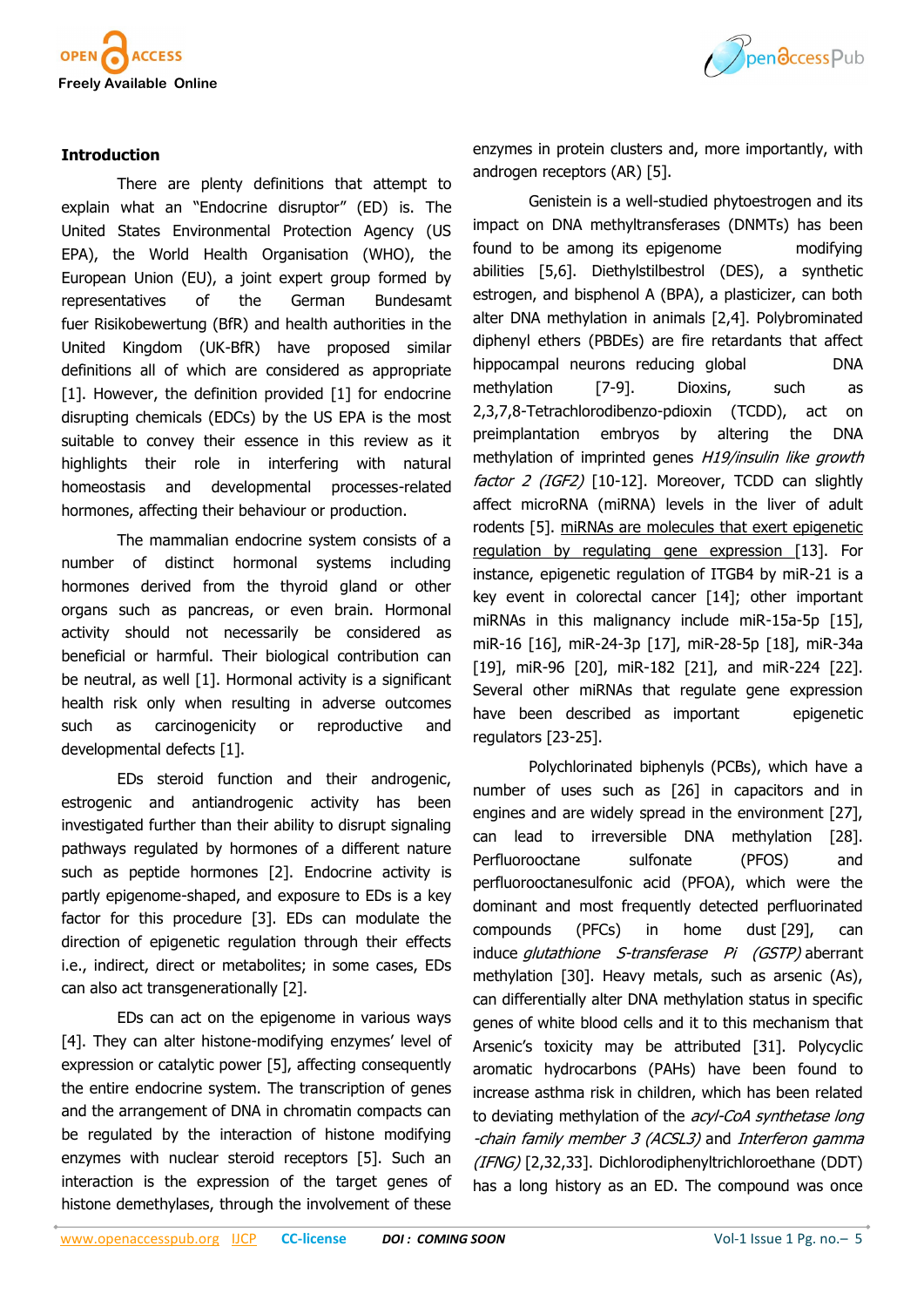## Introduction

There are plenty definitions that attempt to explain what an "Endocrine disruptor" (ED) is. The United States Environmental Protection Agency (US EPA), the World Health Organisation (WHO), the European Union (EU), a joint expert group formed by representatives of the German Bundesamt fuer Risikobewertung (BfR) and health authorities in the United Kingdom (UK-BfR) have proposed similar definitions all of which are considered as appropriate [1]. However, the definition provided [1] for endocrine disrupting chemicals (EDCs) by the US EPA is the most suitable to convey their essence in this review as it highlights their role in interfering with natural homeostasis and developmental processes-related hormones, affecting their behaviour or production.

The mammalian endocrine system consists of a number of distinct hormonal systems including hormones derived from the thyroid gland or other organs such as pancreas, or even brain. Hormonal activity should not necessarily be considered as beneficial or harmful. Their biological contribution can be neutral, as well [1]. Hormonal activity is a significant health risk only when resulting in adverse outcomes such as carcinogenicity or reproductive and developmental defects [1].

EDs steroid function and their androgenic, estrogenic and antiandrogenic activity has been investigated further than their ability to disrupt signaling pathways regulated by hormones of a different nature such as peptide hormones [2]. Endocrine activity is partly epigenome-shaped, and exposure to EDs is a key factor for this procedure [3]. EDs can modulate the direction of epigenetic regulation through their effects i.e., indirect, direct or metabolites; in some cases, EDs can also act transgenerationally [2].

EDs can act on the epigenome in various ways [4]. They can alter histone-modifying enzymes' level of expression or catalytic power [5], affecting consequently the entire endocrine system. The transcription of genes and the arrangement of DNA in chromatin compacts can be regulated by the interaction of histone modifying enzymes with nuclear steroid receptors [5]. Such an interaction is the expression of the target genes of histone demethylases, through the involvement of these enzymes in protein clusters and, more importantly, with androgen receptors (AR) [5].

Genistein is a well-studied phytoestrogen and its impact on DNA methyltransferases (DNMTs) has been found to be among its epigenome modifying abilities [5,6]. Diethylstilbestrol (DES), a synthetic estrogen, and bisphenol A (BPA), a plasticizer, can both alter DNA methylation in animals [2,4]. Polybrominated diphenyl ethers (PBDEs) are fire retardants that affect hippocampal neurons reducing global DNA methylation [7-9]. Dioxins, such as 2,3,7,8-Tetrachlorodibenzo-pdioxin (TCDD), act on preimplantation embryos by altering the DNA methylation of imprinted genes *H19/insulin like growth factor 2 (IGF2)* [10-12]. Moreover, TCDD can slightly affect microRNA (miRNA) levels in the liver of adult rodents [5]. miRNAs are molecules that exert epigenetic regulation by regulating gene expression [13]. For instance, epigenetic regulation of ITGB4 by miR-21 is a key event in colorectal cancer [14]; other important miRNAs in this malignancy include miR-15a-5p [15], miR-16 [16], miR-24-3p [17], miR-28-5p [18], miR-34a [19], miR-96 [20], miR-182 [21], and miR-224 [22]. Several other miRNAs that regulate gene expression have been described as important epigenetic regulators [23-25].

Polychlorinated biphenyls (PCBs), which have a number of uses such as [26] in capacitors and in engines and are widely spread in the environment [27], can lead to irreversible DNA methylation [28]. Perfluorooctane sulfonate (PFOS) and perfluorooctanesulfonic acid (PFOA), which were the dominant and most frequently detected perfluorinated compounds (PFCs) in home dust [29], can induce *glutathione S-transferase Pi (GSTP)* aberrant methylation [30]. Heavy metals, such as arsenic (As), can differentially alter DNA methylation status in specific genes of white blood cells and it to this mechanism that Arsenic's toxicity may be attributed [31]. Polycyclic aromatic hydrocarbons (PAHs) have been found to increase asthma risk in children, which has been related to deviating methylation of the *acyl-CoA synthetase long -chain family member 3 (ACSL3)* and *Interferon gamma (IFNG)* [2,32,33]. Dichlorodiphenyltrichloroethane (DDT) has a long history as an ED. The compound was once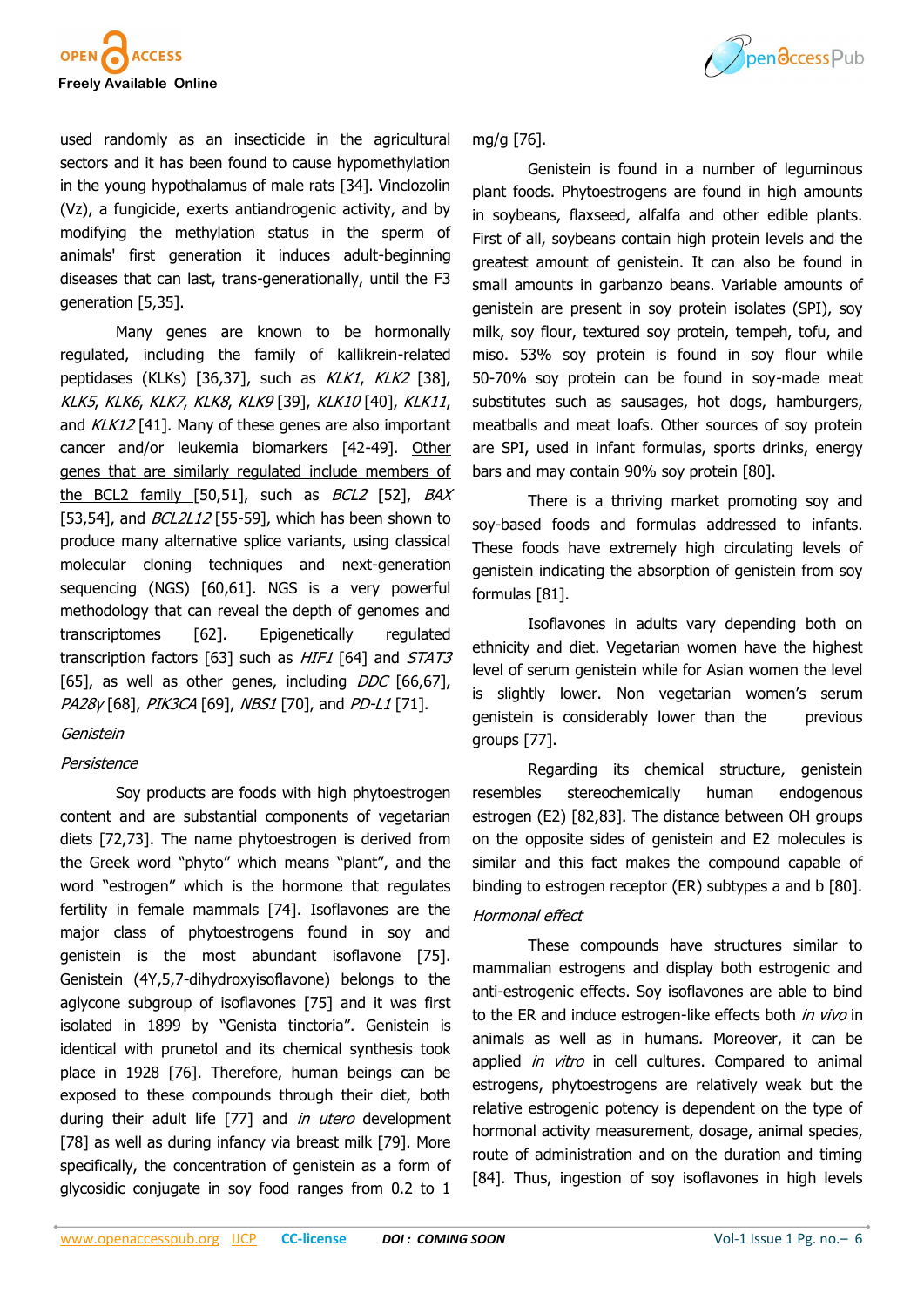used randomly as an insecticide in the agricultural sectors and it has been found to cause hypomethylation in the young hypothalamus of male rats [34]. Vinclozolin (Vz), a fungicide, exerts antiandrogenic activity, and by modifying the methylation status in the sperm of animals' first generation it induces adult-beginning diseases that can last, trans-generationally, until the F3 generation [5,35].

Many genes are known to be hormonally regulated, including the family of kallikrein-related peptidases (KLKs) [36,37], such as *KLK1*, *KLK2* [38], *KLK5*, *KLK6*, *KLK7*, *KLK8*, *KLK9* [39], *KLK10* [40], *KLK11*, and *KLK12* [41]. Many of these genes are also important cancer and/or leukemia biomarkers [42-49]. Other genes that are similarly regulated include members of the BCL2 family [50,51], such as *BCL2* [52], *BAX* [53,54], and *BCL2L12* [55-59], which has been shown to produce many alternative splice variants, using classical molecular cloning techniques and next-generation sequencing (NGS) [60,61]. NGS is a very powerful methodology that can reveal the depth of genomes and transcriptomes [62]. Epigenetically regulated transcription factors [63] such as *HIF1* [64] and *STAT3* [65], as well as other genes, including *DDC* [66,67], *PA28γ* [68], *PIK3CA* [69], *NBS1* [70], and *PD-L1* [71].

*Genistein*

*Persistence*

Soy products are foods with high phytoestrogen content and are substantial components of vegetarian diets [72,73]. The name phytoestrogen is derived from the Greek word "phyto" which means "plant", and the word "estrogen" which is the hormone that regulates fertility in female mammals [74]. Isoflavones are the major class of phytoestrogens found in soy and genistein is the most abundant isoflavone [75]. Genistein (4Y,5,7-dihydroxyisoflavone) belongs to the aglycone subgroup of isoflavones [75] and it was first isolated in 1899 by "Genista tinctoria". Genistein is identical with prunetol and its chemical synthesis took place in 1928 [76]. Therefore, human beings can be exposed to these compounds through their diet, both during their adult life [77] and *in utero* development [78] as well as during infancy via breast milk [79]. More specifically, the concentration of genistein as a form of glycosidic conjugate in soy food ranges from 0.2 to 1 mg/g [76].

Genistein is found in a number of leguminous plant foods. Phytoestrogens are found in high amounts in soybeans, flaxseed, alfalfa and other edible plants. First of all, soybeans contain high protein levels and the greatest amount of genistein. It can also be found in small amounts in garbanzo beans. Variable amounts of genistein are present in soy protein isolates (SPI), soy milk, soy flour, textured soy protein, tempeh, tofu, and miso. 53% soy protein is found in soy flour while 50-70% soy protein can be found in soy-made meat substitutes such as sausages, hot dogs, hamburgers, meatballs and meat loafs. Other sources of soy protein are SPI, used in infant formulas, sports drinks, energy bars and may contain 90% soy protein [80].

There is a thriving market promoting soy and soy-based foods and formulas addressed to infants. These foods have extremely high circulating levels of genistein indicating the absorption of genistein from soy formulas [81].

Isoflavones in adults vary depending both on ethnicity and diet. Vegetarian women have the highest level of serum genistein while for Asian women the level is slightly lower. Non vegetarian women's serum genistein is considerably lower than the previous groups [77].

Regarding its chemical structure, genistein resembles stereochemically human endogenous estrogen (E2) [82,83]. The distance between OH groups on the opposite sides of genistein and E2 molecules is similar and this fact makes the compound capable of binding to estrogen receptor (ER) subtypes a and b [80].

*Hormonal effect*

These compounds have structures similar to mammalian estrogens and display both estrogenic and anti-estrogenic effects. Soy isoflavones are able to bind to the ER and induce estrogen-like effects both *in vivo* in animals as well as in humans. Moreover, it can be applied *in vitro* in cell cultures. Compared to animal estrogens, phytoestrogens are relatively weak but the relative estrogenic potency is dependent on the type of hormonal activity measurement, dosage, animal species, route of administration and on the duration and timing [84]. Thus, ingestion of soy isoflavones in high levels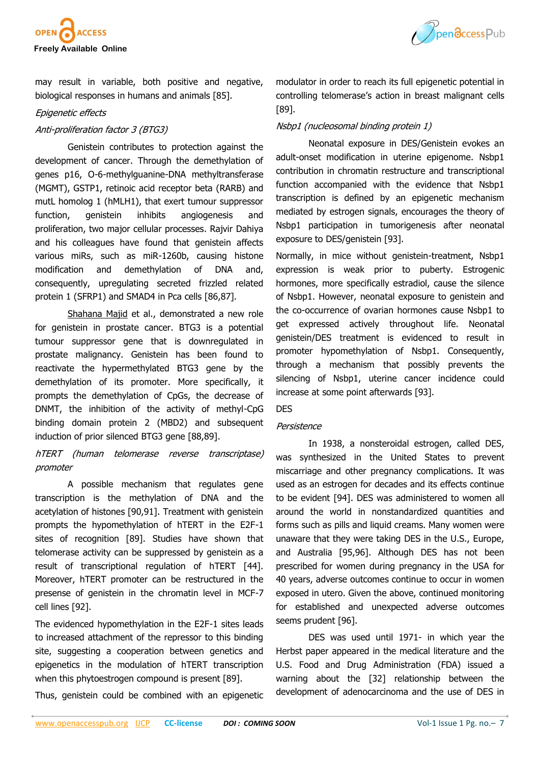may result in variable, both positive and negative, biological responses in humans and animals [85].

*Epigenetic effects*

*Anti-proliferation factor 3 (BTG3)*

Genistein contributes to protection against the development of cancer. Through the demethylation of genes p16, O-6-methylguanine-DNA methyltransferase (MGMT), GSTP1, retinoic acid receptor beta (RARB) and mutL homolog 1 (hMLH1), that exert tumour suppressor function, genistein inhibits angiogenesis and proliferation, two major cellular processes. Rajvir Dahiya and his colleagues have found that genistein affects various miRs, such as miR-1260b, causing histone modification and demethylation of DNA and, consequently, upregulating secreted frizzled related protein 1 (SFRP1) and SMAD4 in Pca cells [86,87].

Shahana Majid et al., demonstrated a new role for genistein in prostate cancer. BTG3 is a potential tumour suppressor gene that is downregulated in prostate malignancy. Genistein has been found to reactivate the hypermethylated BTG3 gene by the demethylation of its promoter. More specifically, it prompts the demethylation of CpGs, the decrease of DNMT, the inhibition of the activity of methyl-CpG binding domain protein 2 (MBD2) and subsequent induction of prior silenced BTG3 gene [88,89].

*hTERT (human telomerase reverse transcriptase) promoter*

A possible mechanism that regulates gene transcription is the methylation of DNA and the acetylation of histones [90,91]. Treatment with genistein prompts the hypomethylation of hTERT in the E2F-1 sites of recognition [89]. Studies have shown that telomerase activity can be suppressed by genistein as a result of transcriptional regulation of hTERT [44]. Moreover, hTERT promoter can be restructured in the presense of genistein in the chromatin level in MCF-7 cell lines [92].

The evidenced hypomethylation in the E2F-1 sites leads to increased attachment of the repressor to this binding site, suggesting a cooperation between genetics and epigenetics in the modulation of hTERT transcription when this phytoestrogen compound is present [89].

Thus, genistein could be combined with an epigenetic modulator in order to reach its full epigenetic potential in controlling telomerase's action in breast malignant cells [89].

*Nsbp1 (nucleosomal binding protein 1)*

Neonatal exposure in DES/Genistein evokes an adult-onset modification in uterine epigenome. Nsbp1 contribution in chromatin restructure and transcriptional function accompanied with the evidence that Nsbp1 transcription is defined by an epigenetic mechanism mediated by estrogen signals, encourages the theory of Nsbp1 participation in tumorigenesis after neonatal exposure to DES/genistein [93].

Normally, in mice without genistein-treatment, Nsbp1 expression is weak prior to puberty. Estrogenic hormones, more specifically estradiol, cause the silence of Nsbp1. However, neonatal exposure to genistein and the co-occurrence of ovarian hormones cause Nsbp1 to get expressed actively throughout life. Neonatal genistein/DES treatment is evidenced to result in promoter hypomethylation of Nsbp1. Consequently, through a mechanism that possibly prevents the silencing of Nsbp1, uterine cancer incidence could increase at some point afterwards [93].

DES

*Persistence*

In 1938, a nonsteroidal estrogen, called DES, was synthesized in the United States to prevent miscarriage and other pregnancy complications. It was used as an estrogen for decades and its effects continue to be evident [94]. DES was administered to women all around the world in nonstandardized quantities and forms such as pills and liquid creams. Many women were unaware that they were taking DES in the U.S., Europe, and Australia [95,96]. Although DES has not been prescribed for women during pregnancy in the USA for 40 years, adverse outcomes continue to occur in women exposed in utero. Given the above, continued monitoring for established and unexpected adverse outcomes seems prudent [96].

DES was used until 1971- in which year the Herbst paper appeared in the medical literature and the U.S. Food and Drug Administration (FDA) issued a warning about the [32] relationship between the development of adenocarcinoma and the use of DES in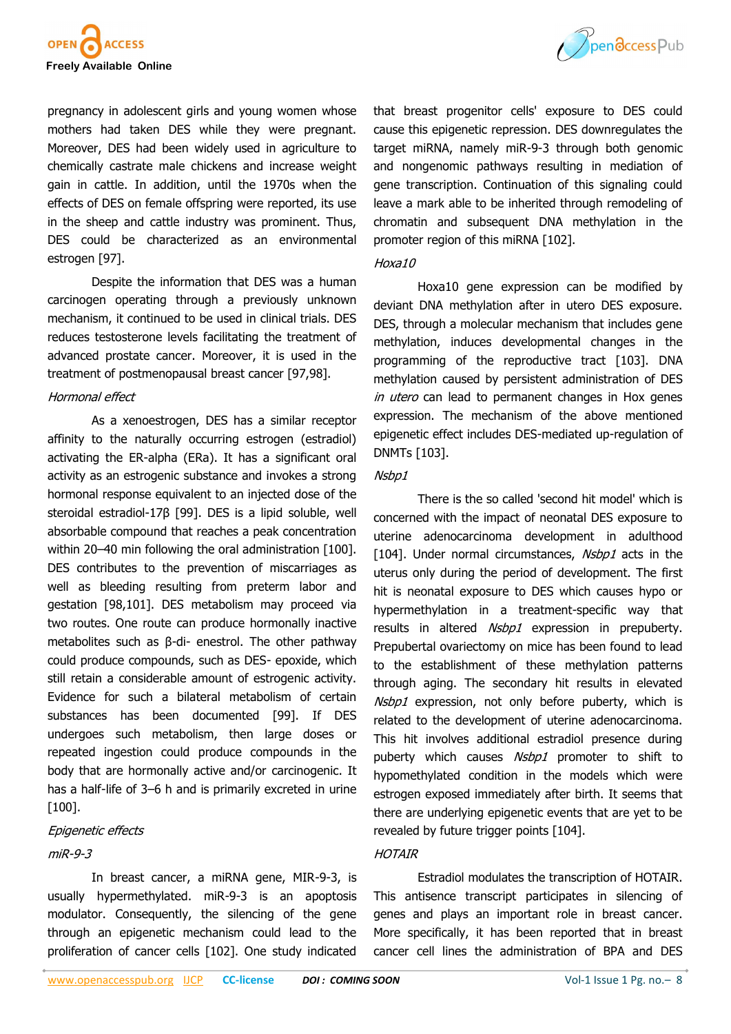pregnancy in adolescent girls and young women whose mothers had taken DES while they were pregnant. Moreover, DES had been widely used in agriculture to chemically castrate male chickens and increase weight gain in cattle. In addition, until the 1970s when the effects of DES on female offspring were reported, its use in the sheep and cattle industry was prominent. Thus, DES could be characterized as an environmental estrogen [97].

Despite the information that DES was a human carcinogen operating through a previously unknown mechanism, it continued to be used in clinical trials. DES reduces testosterone levels facilitating the treatment of advanced prostate cancer. Moreover, it is used in the treatment of postmenopausal breast cancer [97,98].

*Hormonal effect*

As a xenoestrogen, DES has a similar receptor affinity to the naturally occurring estrogen (estradiol) activating the ER-alpha (ERa). It has a significant oral activity as an estrogenic substance and invokes a strong hormonal response equivalent to an injected dose of the steroidal estradiol-17β [99]. DES is a lipid soluble, well absorbable compound that reaches a peak concentration within 20–40 min following the oral administration [100]. DES contributes to the prevention of miscarriages as well as bleeding resulting from preterm labor and gestation [98,101]. DES metabolism may proceed via two routes. One route can produce hormonally inactive metabolites such as β-di- enestrol. The other pathway could produce compounds, such as DES- epoxide, which still retain a considerable amount of estrogenic activity. Evidence for such a bilateral metabolism of certain substances has been documented [99]. If DES undergoes such metabolism, then large doses or repeated ingestion could produce compounds in the body that are hormonally active and/or carcinogenic. It has a half-life of 3–6 h and is primarily excreted in urine [100].

*Epigenetic effects*

*miR-9-3*

In breast cancer, a miRNA gene, MIR-9-3, is usually hypermethylated. miR-9-3 is an apoptosis modulator. Consequently, the silencing of the gene through an epigenetic mechanism could lead to the proliferation of cancer cells [102]. One study indicated that breast progenitor cells' exposure to DES could cause this epigenetic repression. DES downregulates the target miRNA, namely miR-9-3 through both genomic and nongenomic pathways resulting in mediation of gene transcription. Continuation of this signaling could leave a mark able to be inherited through remodeling of chromatin and subsequent DNA methylation in the promoter region of this miRNA [102].

*Hoxa10*

Hoxa10 gene expression can be modified by deviant DNA methylation after in utero DES exposure. DES, through a molecular mechanism that includes gene methylation, induces developmental changes in the programming of the reproductive tract [103]. DNA methylation caused by persistent administration of DES *in utero* can lead to permanent changes in Hox genes expression. The mechanism of the above mentioned epigenetic effect includes DES-mediated up-regulation of DNMTs [103].

*Nsbp1*

There is the so called 'second hit model' which is concerned with the impact of neonatal DES exposure to uterine adenocarcinoma development in adulthood [104]. Under normal circumstances, *Nsbp1* acts in the uterus only during the period of development. The first hit is neonatal exposure to DES which causes hypo or hypermethylation in a treatment-specific way that results in altered *Nsbp1* expression in prepuberty. Prepubertal ovariectomy on mice has been found to lead to the establishment of these methylation patterns through aging. The secondary hit results in elevated *Nsbp1* expression, not only before puberty, which is related to the development of uterine adenocarcinoma. This hit involves additional estradiol presence during puberty which causes *Nsbp1* promoter to shift to hypomethylated condition in the models which were estrogen exposed immediately after birth. It seems that there are underlying epigenetic events that are yet to be revealed by future trigger points [104].

*HOTAIR*

Estradiol modulates the transcription of HOTAIR. This antisence transcript participates in silencing of genes and plays an important role in breast cancer. More specifically, it has been reported that in breast cancer cell lines the administration of BPA and DES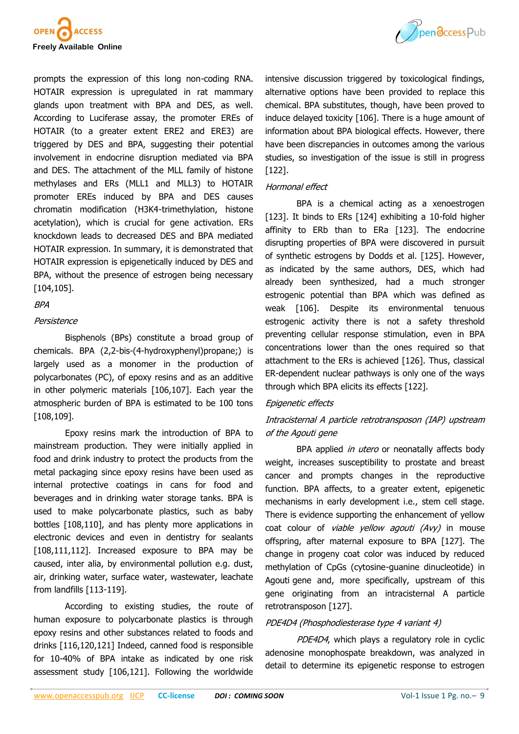prompts the expression of this long non-coding RNA. HOTAIR expression is upregulated in rat mammary glands upon treatment with BPA and DES, as well. According to Luciferase assay, the promoter EREs of HOTAIR (to a greater extent ERE2 and ERE3) are triggered by DES and BPA, suggesting their potential involvement in endocrine disruption mediated via BPA and DES. The attachment of the MLL family of histone methylases and ERs (MLL1 and MLL3) to HOTAIR promoter EREs induced by BPA and DES causes chromatin modification (H3K4-trimethylation, histone acetylation), which is crucial for gene activation. ERs knockdown leads to decreased DES and BPA mediated HOTAIR expression. In summary, it is demonstrated that HOTAIR expression is epigenetically induced by DES and BPA, without the presence of estrogen being necessary [104,105].

*BPA*

*Persistence*

Bisphenols (BPs) constitute a broad group of chemicals. BPA (2,2-bis-(4-hydroxyphenyl)propane;) is largely used as a monomer in the production of polycarbonates (PC), of epoxy resins and as an additive in other polymeric materials [106,107]. Each year the atmospheric burden of BPA is estimated to be 100 tons [108,109].

Epoxy resins mark the introduction of BPA to mainstream production. They were initially applied in food and drink industry to protect the products from the metal packaging since epoxy resins have been used as internal protective coatings in cans for food and beverages and in drinking water storage tanks. BPA is used to make polycarbonate plastics, such as baby bottles [108,110], and has plenty more applications in electronic devices and even in dentistry for sealants [108,111,112]. Increased exposure to BPA may be caused, inter alia, by environmental pollution e.g. dust, air, drinking water, surface water, wastewater, leachate from landfills [113-119].

According to existing studies, the route of human exposure to polycarbonate plastics is through epoxy resins and other substances related to foods and drinks [116,120,121] Indeed, canned food is responsible for 10-40% of BPA intake as indicated by one risk assessment study [106,121]. Following the worldwide intensive discussion triggered by toxicological findings, alternative options have been provided to replace this chemical. BPA substitutes, though, have been proved to induce delayed toxicity [106]. There is a huge amount of information about BPA biological effects. However, there have been discrepancies in outcomes among the various studies, so investigation of the issue is still in progress [122].

*Hormonal effect*

BPA is a chemical acting as a xenoestrogen [123]. It binds to ERs [124] exhibiting a 10-fold higher affinity to ERb than to ERa [123]. The endocrine disrupting properties of BPA were discovered in pursuit of synthetic estrogens by Dodds et al. [125]. However, as indicated by the same authors, DES, which had already been synthesized, had a much stronger estrogenic potential than BPA which was defined as weak [106]. Despite its environmental tenuous estrogenic activity there is not a safety threshold preventing cellular response stimulation, even in BPA concentrations lower than the ones required so that attachment to the ERs is achieved [126]. Thus, classical ER-dependent nuclear pathways is only one of the ways through which BPA elicits its effects [122].

*Epigenetic effects*

*Intracisternal A particle retrotransposon (IAP) upstream of the Agouti gene*

BPA applied *in utero* or neonatally affects body weight, increases susceptibility to prostate and breast cancer and prompts changes in the reproductive function. BPA affects, to a greater extent, epigenetic mechanisms in early development i.e., stem cell stage. There is evidence supporting the enhancement of yellow coat colour of *viable yellow agouti (Avy)* in mouse offspring, after maternal exposure to BPA [127]. The change in progeny coat color was induced by reduced methylation of CpGs (cytosine-guanine dinucleotide) in Agouti gene and, more specifically, upstream of this gene originating from an intracisternal A particle retrotransposon [127].

*PDE4D4 (Phosphodiesterase type 4 variant 4)*

*PDE4D4*, which plays a regulatory role in cyclic adenosine monophospate breakdown, was analyzed in detail to determine its epigenetic response to estrogen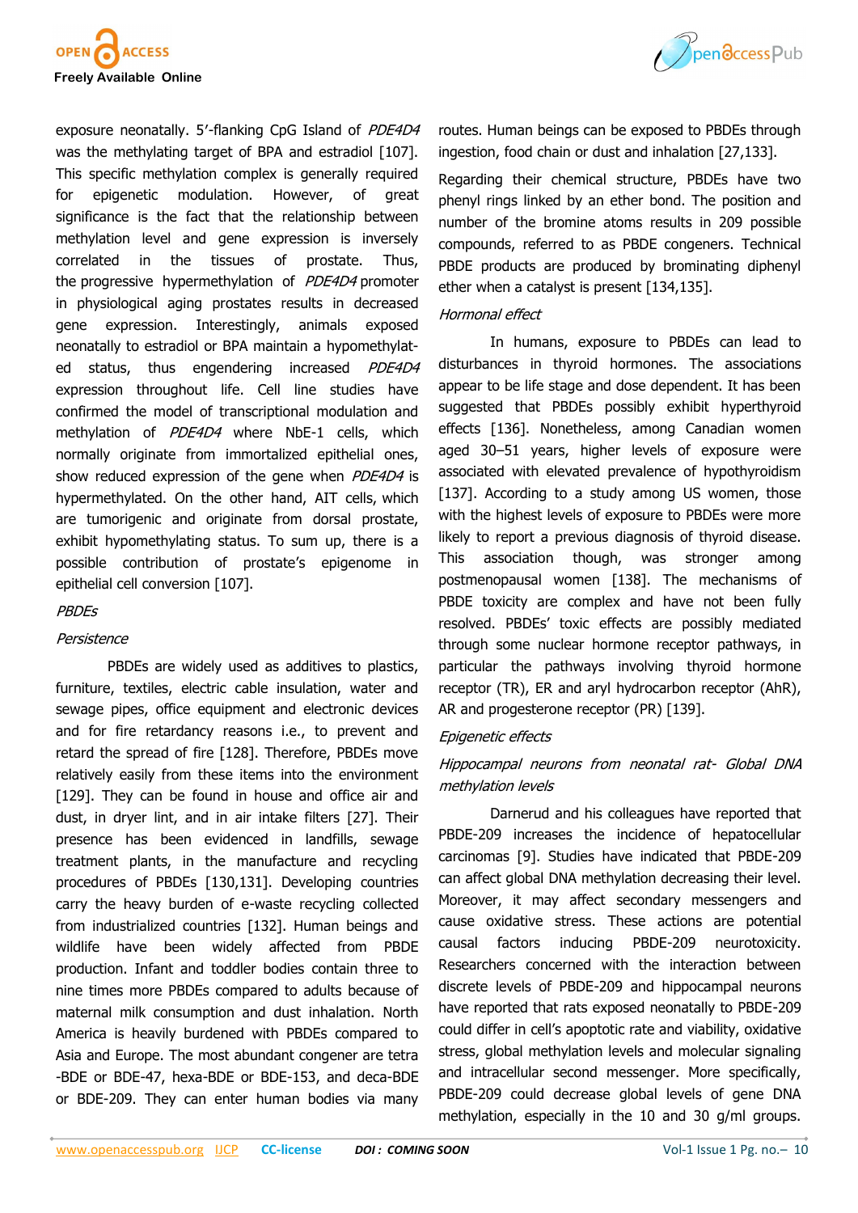exposure neonatally. 5′-flanking CpG Island of *PDE4D4* was the methylating target of BPA and estradiol [107]. This specific methylation complex is generally required for epigenetic modulation. However, of great significance is the fact that the relationship between methylation level and gene expression is inversely correlated in the tissues of prostate. Thus, the progressive hypermethylation of *PDE4D4* promoter in physiological aging prostates results in decreased gene expression. Interestingly, animals exposed neonatally to estradiol or BPA maintain a hypomethylated status, thus engendering increased *PDE4D4* expression throughout life. Cell line studies have confirmed the model of transcriptional modulation and methylation of *PDE4D4* where NbE-1 cells, which normally originate from immortalized epithelial ones, show reduced expression of the gene when *PDE4D4* is hypermethylated. On the other hand, AIT cells, which are tumorigenic and originate from dorsal prostate, exhibit hypomethylating status. To sum up, there is a possible contribution of prostate's epigenome in epithelial cell conversion [107].

*PBDEs*

*Persistence*

PBDEs are widely used as additives to plastics, furniture, textiles, electric cable insulation, water and sewage pipes, office equipment and electronic devices and for fire retardancy reasons i.e., to prevent and retard the spread of fire [128]. Therefore, PBDEs move relatively easily from these items into the environment [129]. They can be found in house and office air and dust, in dryer lint, and in air intake filters [27]. Their presence has been evidenced in landfills, sewage treatment plants, in the manufacture and recycling procedures of PBDEs [130,131]. Developing countries carry the heavy burden of e-waste recycling collected from industrialized countries [132]. Human beings and wildlife have been widely affected from PBDE production. Infant and toddler bodies contain three to nine times more PBDEs compared to adults because of maternal milk consumption and dust inhalation. North America is heavily burdened with PBDEs compared to Asia and Europe. The most abundant congener are tetra-BDE or BDE-47, hexa-BDE or BDE-153, and deca-BDE or BDE-209. They can enter human bodies via many routes. Human beings can be exposed to PBDEs through ingestion, food chain or dust and inhalation [27,133].

Regarding their chemical structure, PBDEs have two phenyl rings linked by an ether bond. The position and number of the bromine atoms results in 209 possible compounds, referred to as PBDE congeners. Technical PBDE products are produced by brominating diphenyl ether when a catalyst is present [134,135].

*Hormonal effect*

In humans, exposure to PBDEs can lead to disturbances in thyroid hormones. The associations appear to be life stage and dose dependent. It has been suggested that PBDEs possibly exhibit hyperthyroid effects [136]. Nonetheless, among Canadian women aged 30–51 years, higher levels of exposure were associated with elevated prevalence of hypothyroidism [137]. According to a study among US women, those with the highest levels of exposure to PBDEs were more likely to report a previous diagnosis of thyroid disease. This association though, was stronger among postmenopausal women [138]. The mechanisms of PBDE toxicity are complex and have not been fully resolved. PBDEs' toxic effects are possibly mediated through some nuclear hormone receptor pathways, in particular the pathways involving thyroid hormone receptor (TR), ER and aryl hydrocarbon receptor (AhR), AR and progesterone receptor (PR) [139].

*Epigenetic effects*

*Hippocampal neurons from neonatal rat- Global DNA methylation levels*

Darnerud and his colleagues have reported that PBDE-209 increases the incidence of hepatocellular carcinomas [9]. Studies have indicated that PBDE-209 can affect global DNA methylation decreasing their level. Moreover, it may affect secondary messengers and cause oxidative stress. These actions are potential causal factors inducing PBDE-209 neurotoxicity. Researchers concerned with the interaction between discrete levels of PBDE-209 and hippocampal neurons have reported that rats exposed neonatally to PBDE-209 could differ in cell's apoptotic rate and viability, oxidative stress, global methylation levels and molecular signaling and intracellular second messenger. More specifically, PBDE-209 could decrease global levels of gene DNA methylation, especially in the 10 and 30 g/ml groups.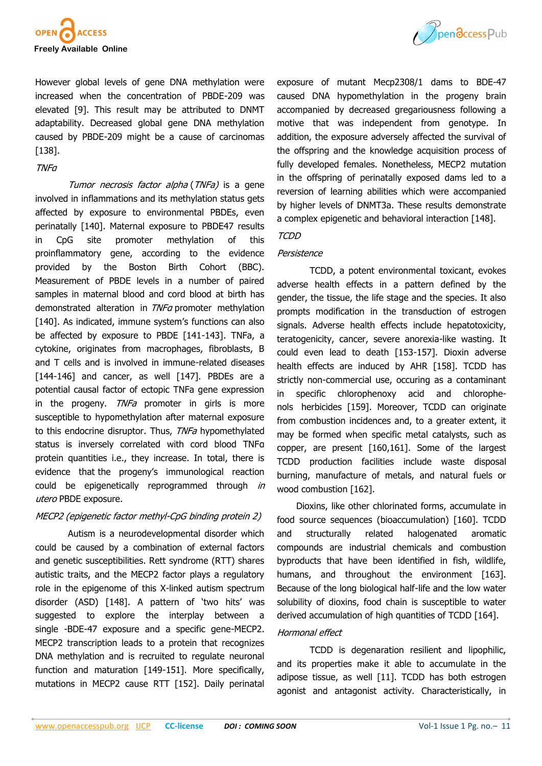However global levels of gene DNA methylation were increased when the concentration of PBDE-209 was elevated [9]. This result may be attributed to DNMT adaptability. Decreased global gene DNA methylation caused by PBDE-209 might be a cause of carcinomas [138].

*TNFα*

*Tumor necrosis factor alpha* (*TNFa)* is a gene involved in inflammations and its methylation status gets affected by exposure to environmental PBDEs, even perinatally [140]. Maternal exposure to PBDE47 results in CpG site promoter methylation of this proinflammatory gene, according to the evidence provided by the Boston Birth Cohort (BBC). Measurement of PBDE levels in a number of paired samples in maternal blood and cord blood at birth has demonstrated alteration in *TNFα* promoter methylation [140]. As indicated, immune system's functions can also be affected by exposure to PBDE [141-143]. TNFa, a cytokine, originates from macrophages, fibroblasts, B and T cells and is involved in immune-related diseases [144-146] and cancer, as well [147]. PBDEs are a potential causal factor of ectopic TNFa gene expression in the progeny. *TNFa* promoter in girls is more susceptible to hypomethylation after maternal exposure to this endocrine disruptor. Thus, *TNFa* hypomethylated status is inversely correlated with cord blood TNFα protein quantities i.e., they increase. In total, there is evidence that the progeny's immunological reaction could be epigenetically reprogrammed through *in utero* PBDE exposure.

*MECP2 (epigenetic factor methyl-CpG binding protein 2)*

Autism is a neurodevelopmental disorder which could be caused by a combination of external factors and genetic susceptibilities. Rett syndrome (RTT) shares autistic traits, and the MECP2 factor plays a regulatory role in the epigenome of this X-linked autism spectrum disorder (ASD) [148]. A pattern of 'two hits' was suggested to explore the interplay between a single -BDE-47 exposure and a specific gene-MECP2. MECP2 transcription leads to a protein that recognizes DNA methylation and is recruited to regulate neuronal function and maturation [149-151]. More specifically, mutations in MECP2 cause RTT [152]. Daily perinatal exposure of mutant Mecp2308/1 dams to BDE-47 caused DNA hypomethylation in the progeny brain accompanied by decreased gregariousness following a motive that was independent from genotype. In addition, the exposure adversely affected the survival of the offspring and the knowledge acquisition process of fully developed females. Nonetheless, MECP2 mutation in the offspring of perinatally exposed dams led to a reversion of learning abilities which were accompanied by higher levels of DNMT3a. These results demonstrate a complex epigenetic and behavioral interaction [148].

*TCDD*

*Persistence*

TCDD, a potent environmental toxicant, evokes adverse health effects in a pattern defined by the gender, the tissue, the life stage and the species. It also prompts modification in the transduction of estrogen signals. Adverse health effects include hepatotoxicity, teratogenicity, cancer, severe anorexia-like wasting. It could even lead to death [153-157]. Dioxin adverse health effects are induced by AHR [158]. TCDD has strictly non-commercial use, occuring as a contaminant in specific chlorophenoxy acid and chlorophenols herbicides [159]. Moreover, TCDD can originate from combustion incidences and, to a greater extent, it may be formed when specific metal catalysts, such as copper, are present [160,161]. Some of the largest TCDD production facilities include waste disposal burning, manufacture of metals, and natural fuels or wood combustion [162].

Dioxins, like other chlorinated forms, accumulate in food source sequences (bioaccumulation) [160]. TCDD and structurally related halogenated aromatic compounds are industrial chemicals and combustion byproducts that have been identified in fish, wildlife, humans, and throughout the environment [163]. Because of the long biological half-life and the low water solubility of dioxins, food chain is susceptible to water derived accumulation of high quantities of TCDD [164].

*Hormonal effect*

TCDD is degenaration resilient and lipophilic, and its properties make it able to accumulate in the adipose tissue, as well [11]. TCDD has both estrogen agonist and antagonist activity. Characteristically, in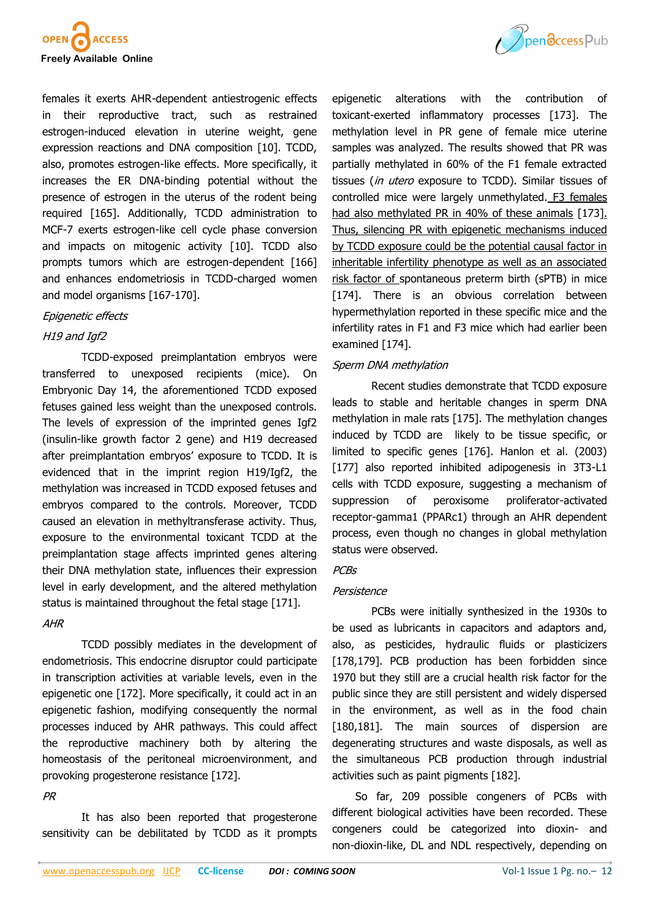females it exerts AHR-dependent antiestrogenic effects in their reproductive tract, such as restrained estrogen-induced elevation in uterine weight, gene expression reactions and DNA composition [10]. TCDD, also, promotes estrogen-like effects. More specifically, it increases the ER DNA-binding potential without the presence of estrogen in the uterus of the rodent being required [165]. Additionally, TCDD administration to MCF-7 exerts estrogen-like cell cycle phase conversion and impacts on mitogenic activity [10]. TCDD also prompts tumors which are estrogen-dependent [166] and enhances endometriosis in TCDD-charged women and model organisms [167-170].

*Epigenetic effects*

*H19 and Igf2*

TCDD-exposed preimplantation embryos were transferred to unexposed recipients (mice). On Embryonic Day 14, the aforementioned TCDD exposed fetuses gained less weight than the unexposed controls. The levels of expression of the imprinted genes Igf2 (insulin-like growth factor 2 gene) and H19 decreased after preimplantation embryos' exposure to TCDD. It is evidenced that in the imprint region H19/Igf2, the methylation was increased in TCDD exposed fetuses and embryos compared to the controls. Moreover, TCDD caused an elevation in methyltransferase activity. Thus, exposure to the environmental toxicant TCDD at the preimplantation stage affects imprinted genes altering their DNA methylation state, influences their expression level in early development, and the altered methylation status is maintained throughout the fetal stage [171].

*AHR*

TCDD possibly mediates in the development of endometriosis. This endocrine disruptor could participate in transcription activities at variable levels, even in the epigenetic one [172]. More specifically, it could act in an epigenetic fashion, modifying consequently the normal processes induced by AHR pathways. This could affect the reproductive machinery both by altering the homeostasis of the peritoneal microenvironment, and provoking progesterone resistance [172].

*PR*

It has also been reported that progesterone sensitivity can be debilitated by TCDD as it prompts epigenetic alterations with the contribution of toxicant-exerted inflammatory processes [173]. The methylation level in PR gene of female mice uterine samples was analyzed. The results showed that PR was partially methylated in 60% of the F1 female extracted tissues (*in utero* exposure to TCDD). Similar tissues of controlled mice were largely unmethylated. F3 females had also methylated PR in 40% of these animals [173]. Thus, silencing PR with epigenetic mechanisms induced by TCDD exposure could be the potential causal factor in inheritable infertility phenotype as well as an associated risk factor of spontaneous preterm birth (sPTB) in mice [174]. There is an obvious correlation between hypermethylation reported in these specific mice and the infertility rates in F1 and F3 mice which had earlier been examined [174].

*Sperm DNA methylation*

Recent studies demonstrate that TCDD exposure leads to stable and heritable changes in sperm DNA methylation in male rats [175]. The methylation changes induced by TCDD are likely to be tissue specific, or limited to specific genes [176]. Hanlon et al. (2003) [177] also reported inhibited adipogenesis in 3T3-L1 cells with TCDD exposure, suggesting a mechanism of suppression of peroxisome proliferator-activated receptor-gamma1 (PPARc1) through an AHR dependent process, even though no changes in global methylation status were observed.

*PCBs*

*Persistence*

PCBs were initially synthesized in the 1930s to be used as lubricants in capacitors and adaptors and, also, as pesticides, hydraulic fluids or plasticizers [178,179]. PCB production has been forbidden since 1970 but they still are a crucial health risk factor for the public since they are still persistent and widely dispersed in the environment, as well as in the food chain [180,181]. The main sources of dispersion are degenerating structures and waste disposals, as well as the simultaneous PCB production through industrial activities such as paint pigments [182].

So far, 209 possible congeners of PCBs with different biological activities have been recorded. These congeners could be categorized into dioxin- and non-dioxin-like, DL and NDL respectively, depending on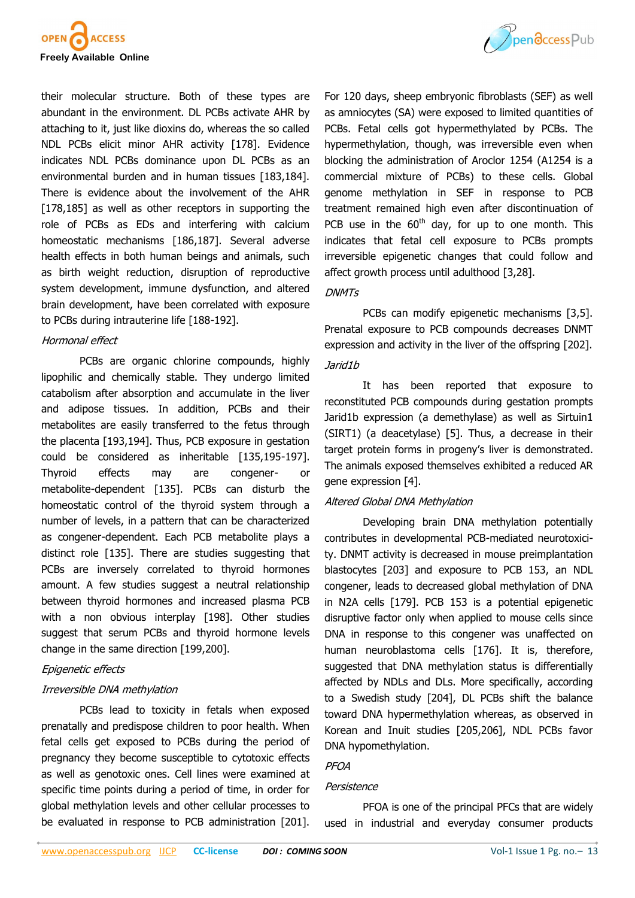their molecular structure. Both of these types are abundant in the environment. DL PCBs activate AHR by attaching to it, just like dioxins do, whereas the so called NDL PCBs elicit minor AHR activity [178]. Evidence indicates NDL PCBs dominance upon DL PCBs as an environmental burden and in human tissues [183,184]. There is evidence about the involvement of the AHR [178,185] as well as other receptors in supporting the role of PCBs as EDs and interfering with calcium homeostatic mechanisms [186,187]. Several adverse health effects in both human beings and animals, such as birth weight reduction, disruption of reproductive system development, immune dysfunction, and altered brain development, have been correlated with exposure to PCBs during intrauterine life [188-192].

*Hormonal effect*

PCBs are organic chlorine compounds, highly lipophilic and chemically stable. They undergo limited catabolism after absorption and accumulate in the liver and adipose tissues. In addition, PCBs and their metabolites are easily transferred to the fetus through the placenta [193,194]. Thus, PCB exposure in gestation could be considered as inheritable [135,195-197]. Thyroid effects may are congener- or metabolite-dependent [135]. PCBs can disturb the homeostatic control of the thyroid system through a number of levels, in a pattern that can be characterized as congener-dependent. Each PCB metabolite plays a distinct role [135]. There are studies suggesting that PCBs are inversely correlated to thyroid hormones amount. A few studies suggest a neutral relationship between thyroid hormones and increased plasma PCB with a non obvious interplay [198]. Other studies suggest that serum PCBs and thyroid hormone levels change in the same direction [199,200].

*Epigenetic effects*

*Irreversible DNA methylation*

PCBs lead to toxicity in fetals when exposed prenatally and predispose children to poor health. When fetal cells get exposed to PCBs during the period of pregnancy they become susceptible to cytotoxic effects as well as genotoxic ones. Cell lines were examined at specific time points during a period of time, in order for global methylation levels and other cellular processes to be evaluated in response to PCB administration [201]. For 120 days, sheep embryonic fibroblasts (SEF) as well as amniocytes (SA) were exposed to limited quantities of PCBs. Fetal cells got hypermethylated by PCBs. The hypermethylation, though, was irreversible even when blocking the administration of Aroclor 1254 (A1254 is a commercial mixture of PCBs) to these cells. Global genome methylation in SEF in response to PCB treatment remained high even after discontinuation of PCB use in the 60$^{th}$ day, for up to one month. This indicates that fetal cell exposure to PCBs prompts irreversible epigenetic changes that could follow and affect growth process until adulthood [3,28].

*DNMTs*

PCBs can modify epigenetic mechanisms [3,5]. Prenatal exposure to PCB compounds decreases DNMT expression and activity in the liver of the offspring [202].

*Jarid1b*

It has been reported that exposure to reconstituted PCB compounds during gestation prompts Jarid1b expression (a demethylase) as well as Sirtuin1 (SIRT1) (a deacetylase) [5]. Thus, a decrease in their target protein forms in progeny's liver is demonstrated. The animals exposed themselves exhibited a reduced AR gene expression [4].

*Altered Global DNA Methylation*

Developing brain DNA methylation potentially contributes in developmental PCB-mediated neurotoxicity. DNMT activity is decreased in mouse preimplantation blastocytes [203] and exposure to PCB 153, an NDL congener, leads to decreased global methylation of DNA in N2A cells [179]. PCB 153 is a potential epigenetic disruptive factor only when applied to mouse cells since DNA in response to this congener was unaffected on human neuroblastoma cells [176]. It is, therefore, suggested that DNA methylation status is differentially affected by NDLs and DLs. More specifically, according to a Swedish study [204], DL PCBs shift the balance toward DNA hypermethylation whereas, as observed in Korean and Inuit studies [205,206], NDL PCBs favor DNA hypomethylation.

*PFOA*

*Persistence*

PFOA is one of the principal PFCs that are widely used in industrial and everyday consumer products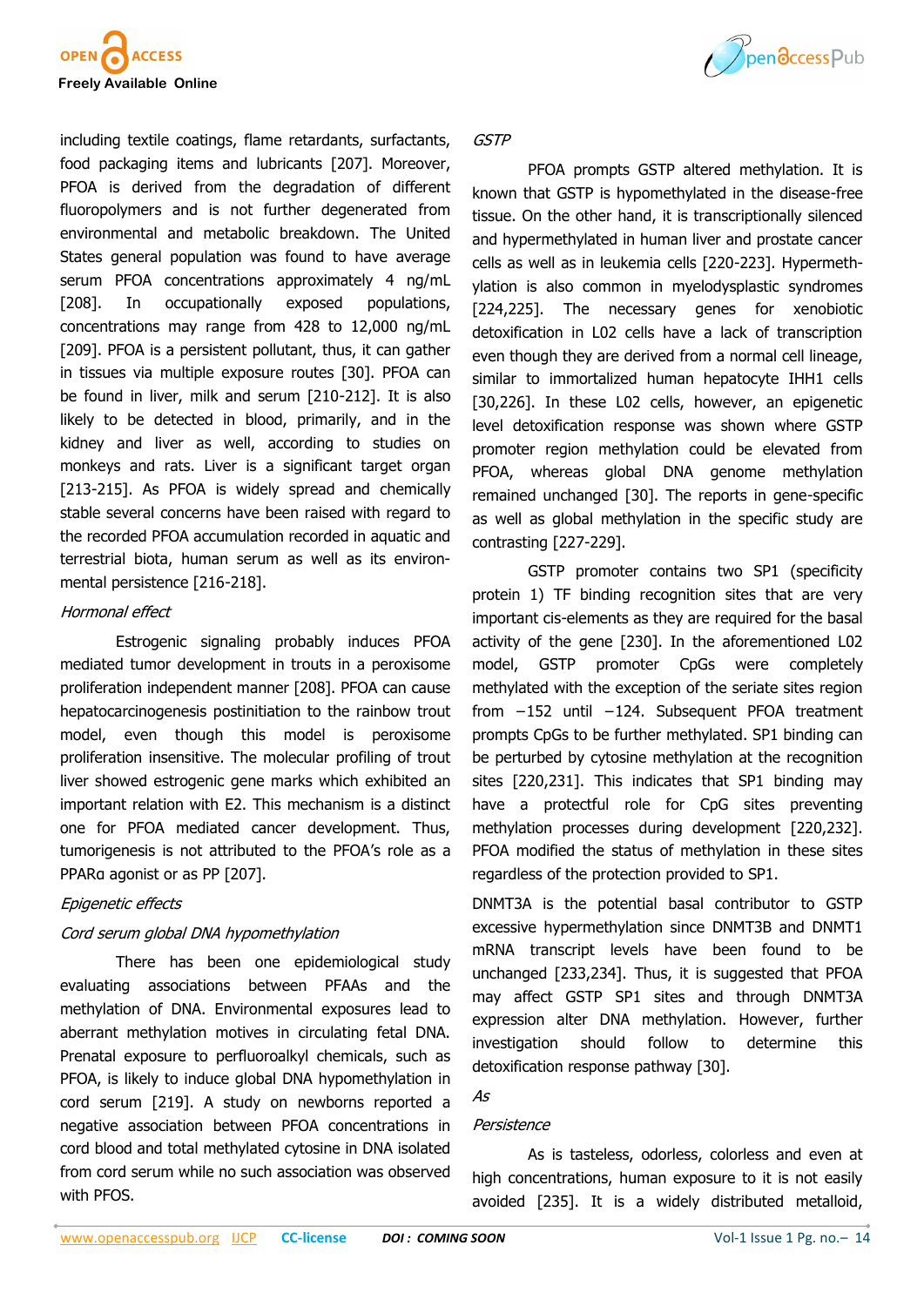including textile coatings, flame retardants, surfactants, food packaging items and lubricants [207]. Moreover, PFOA is derived from the degradation of different fluoropolymers and is not further degenerated from environmental and metabolic breakdown. The United States general population was found to have average serum PFOA concentrations approximately 4 ng/mL [208]. In occupationally exposed populations, concentrations may range from 428 to 12,000 ng/mL [209]. PFOA is a persistent pollutant, thus, it can gather in tissues via multiple exposure routes [30]. PFOA can be found in liver, milk and serum [210-212]. It is also likely to be detected in blood, primarily, and in the kidney and liver as well, according to studies on monkeys and rats. Liver is a significant target organ [213-215]. As PFOA is widely spread and chemically stable several concerns have been raised with regard to the recorded PFOA accumulation recorded in aquatic and terrestrial biota, human serum as well as its environmental persistence [216-218].

*Hormonal effect*

Estrogenic signaling probably induces PFOA mediated tumor development in trouts in a peroxisome proliferation independent manner [208]. PFOA can cause hepatocarcinogenesis postinitiation to the rainbow trout model, even though this model is peroxisome proliferation insensitive. The molecular profiling of trout liver showed estrogenic gene marks which exhibited an important relation with E2. This mechanism is a distinct one for PFOA mediated cancer development. Thus, tumorigenesis is not attributed to the PFOA's role as a PPARα agonist or as PP [207].

*Epigenetic effects*

*Cord serum global DNA hypomethylation*

There has been one epidemiological study evaluating associations between PFAAs and the methylation of DNA. Environmental exposures lead to aberrant methylation motives in circulating fetal DNA. Prenatal exposure to perfluoroalkyl chemicals, such as PFOA, is likely to induce global DNA hypomethylation in cord serum [219]. A study on newborns reported a negative association between PFOA concentrations in cord blood and total methylated cytosine in DNA isolated from cord serum while no such association was observed with PFOS.

*GSTP*

PFOA prompts GSTP altered methylation. It is known that GSTP is hypomethylated in the disease-free tissue. On the other hand, it is transcriptionally silenced and hypermethylated in human liver and prostate cancer cells as well as in leukemia cells [220-223]. Hypermethylation is also common in myelodysplastic syndromes [224,225]. The necessary genes for xenobiotic detoxification in L02 cells have a lack of transcription even though they are derived from a normal cell lineage, similar to immortalized human hepatocyte IHH1 cells [30,226]. In these L02 cells, however, an epigenetic level detoxification response was shown where GSTP promoter region methylation could be elevated from PFOA, whereas global DNA genome methylation remained unchanged [30]. The reports in gene-specific as well as global methylation in the specific study are contrasting [227-229].

GSTP promoter contains two SP1 (specificity protein 1) TF binding recognition sites that are very important cis-elements as they are required for the basal activity of the gene [230]. In the aforementioned L02 model, GSTP promoter CpGs were completely methylated with the exception of the seriate sites region from −152 until −124. Subsequent PFOA treatment prompts CpGs to be further methylated. SP1 binding can be perturbed by cytosine methylation at the recognition sites [220,231]. This indicates that SP1 binding may have a protectful role for CpG sites preventing methylation processes during development [220,232]. PFOA modified the status of methylation in these sites regardless of the protection provided to SP1.

DNMT3A is the potential basal contributor to GSTP excessive hypermethylation since DNMT3B and DNMT1 mRNA transcript levels have been found to be unchanged [233,234]. Thus, it is suggested that PFOA may affect GSTP SP1 sites and through DNMT3A expression alter DNA methylation. However, further investigation should follow to determine this detoxification response pathway [30].

*As*

*Persistence*

As is tasteless, odorless, colorless and even at high concentrations, human exposure to it is not easily avoided [235]. It is a widely distributed metalloid,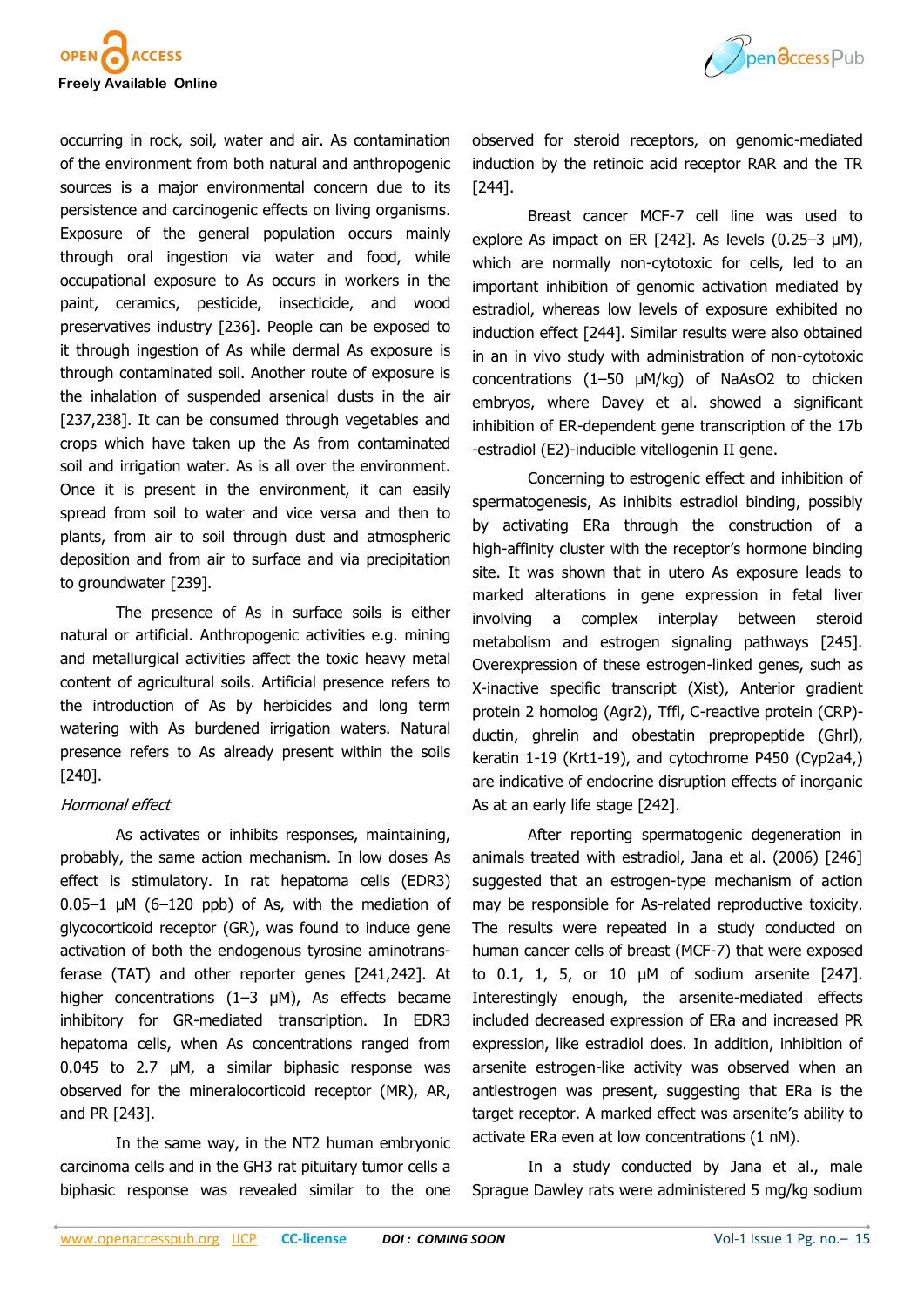occurring in rock, soil, water and air. As contamination of the environment from both natural and anthropogenic sources is a major environmental concern due to its persistence and carcinogenic effects on living organisms. Exposure of the general population occurs mainly through oral ingestion via water and food, while occupational exposure to As occurs in workers in the paint, ceramics, pesticide, insecticide, and wood preservatives industry [236]. People can be exposed to it through ingestion of As while dermal As exposure is through contaminated soil. Another route of exposure is the inhalation of suspended arsenical dusts in the air [237,238]. It can be consumed through vegetables and crops which have taken up the As from contaminated soil and irrigation water. As is all over the environment. Once it is present in the environment, it can easily spread from soil to water and vice versa and then to plants, from air to soil through dust and atmospheric deposition and from air to surface and via precipitation to groundwater [239].

The presence of As in surface soils is either natural or artificial. Anthropogenic activities e.g. mining and metallurgical activities affect the toxic heavy metal content of agricultural soils. Artificial presence refers to the introduction of As by herbicides and long term watering with As burdened irrigation waters. Natural presence refers to As already present within the soils [240].

*Hormonal effect*

As activates or inhibits responses, maintaining, probably, the same action mechanism. In low doses As effect is stimulatory. In rat hepatoma cells (EDR3) 0.05–1 μM (6–120 ppb) of As, with the mediation of glycocorticoid receptor (GR), was found to induce gene activation of both the endogenous tyrosine aminotransferase (TAT) and other reporter genes [241,242]. At higher concentrations (1–3 μM), As effects became inhibitory for GR-mediated transcription. In EDR3 hepatoma cells, when As concentrations ranged from 0.045 to 2.7 μM, a similar biphasic response was observed for the mineralocorticoid receptor (MR), AR, and PR [243].

In the same way, in the NT2 human embryonic carcinoma cells and in the GH3 rat pituitary tumor cells a biphasic response was revealed similar to the one observed for steroid receptors, on genomic-mediated induction by the retinoic acid receptor RAR and the TR [244].

Breast cancer MCF-7 cell line was used to explore As impact on ER [242]. As levels (0.25–3 μM), which are normally non-cytotoxic for cells, led to an important inhibition of genomic activation mediated by estradiol, whereas low levels of exposure exhibited no induction effect [244]. Similar results were also obtained in an in vivo study with administration of non-cytotoxic concentrations (1–50 μM/kg) of $NaAsO_2$ to chicken embryos, where Davey et al. showed a significant inhibition of ER-dependent gene transcription of the 17b -estradiol (E2)-inducible vitellogenin II gene.

Concerning to estrogenic effect and inhibition of spermatogenesis, As inhibits estradiol binding, possibly by activating ERa through the construction of a high-affinity cluster with the receptor's hormone binding site. It was shown that in utero As exposure leads to marked alterations in gene expression in fetal liver involving a complex interplay between steroid metabolism and estrogen signaling pathways [245]. Overexpression of these estrogen-linked genes, such as X-inactive specific transcript (Xist), Anterior gradient protein 2 homolog (Agr2), Tffl, C-reactive protein (CRP)-ductin, ghrelin and obestatin prepropeptide (Ghrl), keratin 1-19 (Krt1-19), and cytochrome P450 (Cyp2a4,) are indicative of endocrine disruption effects of inorganic As at an early life stage [242].

After reporting spermatogenic degeneration in animals treated with estradiol, Jana et al. (2006) [246] suggested that an estrogen-type mechanism of action may be responsible for As-related reproductive toxicity. The results were repeated in a study conducted on human cancer cells of breast (MCF-7) that were exposed to 0.1, 1, 5, or 10 μM of sodium arsenite [247]. Interestingly enough, the arsenite-mediated effects included decreased expression of ERa and increased PR expression, like estradiol does. In addition, inhibition of arsenite estrogen-like activity was observed when an antiestrogen was present, suggesting that ERa is the target receptor. A marked effect was arsenite's ability to activate ERa even at low concentrations (1 nM).

In a study conducted by Jana et al., male Sprague Dawley rats were administered 5 mg/kg sodium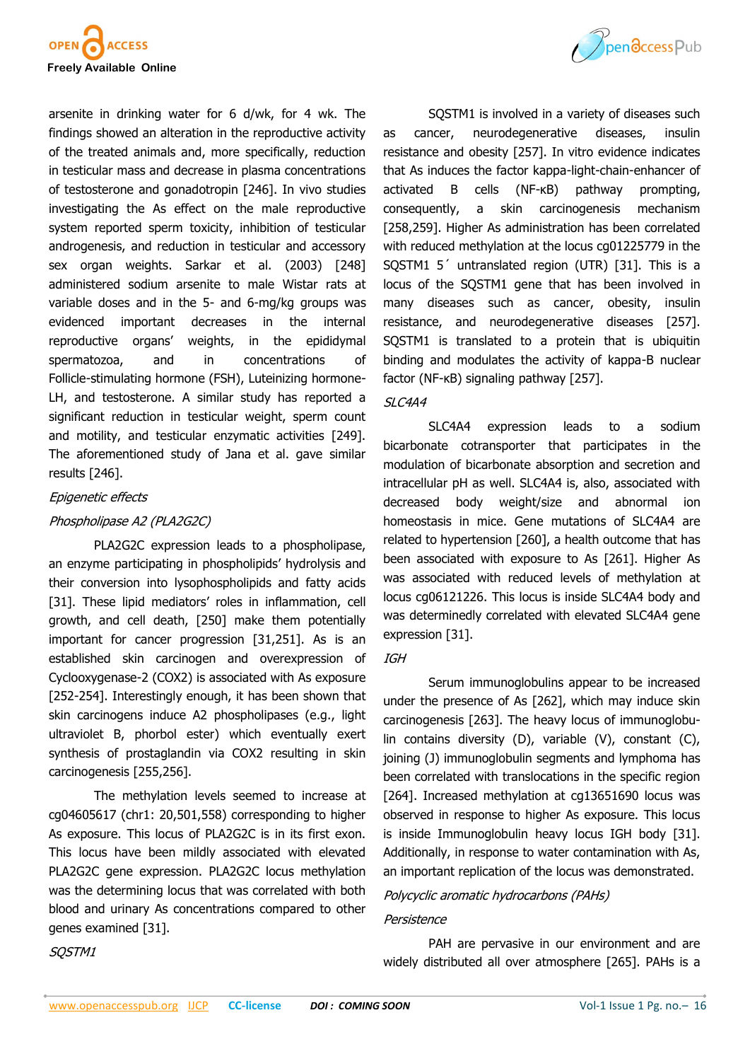arsenite in drinking water for 6 d/wk, for 4 wk. The findings showed an alteration in the reproductive activity of the treated animals and, more specifically, reduction in testicular mass and decrease in plasma concentrations of testosterone and gonadotropin [246]. In vivo studies investigating the As effect on the male reproductive system reported sperm toxicity, inhibition of testicular androgenesis, and reduction in testicular and accessory sex organ weights. Sarkar et al. (2003) [248] administered sodium arsenite to male Wistar rats at variable doses and in the 5- and 6-mg/kg groups was evidenced important decreases in the internal reproductive organs' weights, in the epididymal spermatozoa, and in concentrations of Follicle-stimulating hormone (FSH), Luteinizing hormone-LH, and testosterone. A similar study has reported a significant reduction in testicular weight, sperm count and motility, and testicular enzymatic activities [249]. The aforementioned study of Jana et al. gave similar results [246].

*Epigenetic effects*

*Phospholipase A2 (PLA2G2C)*

PLA2G2C expression leads to a phospholipase, an enzyme participating in phospholipids' hydrolysis and their conversion into lysophospholipids and fatty acids [31]. These lipid mediators' roles in inflammation, cell growth, and cell death, [250] make them potentially important for cancer progression [31,251]. As is an established skin carcinogen and overexpression of Cyclooxygenase-2 (COX2) is associated with As exposure [252-254]. Interestingly enough, it has been shown that skin carcinogens induce A2 phospholipases (e.g., light ultraviolet B, phorbol ester) which eventually exert synthesis of prostaglandin via COX2 resulting in skin carcinogenesis [255,256].

The methylation levels seemed to increase at cg04605617 (chr1: 20,501,558) corresponding to higher As exposure. This locus of PLA2G2C is in its first exon. This locus have been mildly associated with elevated PLA2G2C gene expression. PLA2G2C locus methylation was the determining locus that was correlated with both blood and urinary As concentrations compared to other genes examined [31].

*SQSTM1*

SQSTM1 is involved in a variety of diseases such as cancer, neurodegenerative diseases, insulin resistance and obesity [257]. In vitro evidence indicates that As induces the factor kappa-light-chain-enhancer of activated B cells (NF-κB) pathway prompting, consequently, a skin carcinogenesis mechanism [258,259]. Higher As administration has been correlated with reduced methylation at the locus cg01225779 in the SQSTM1 5΄ untranslated region (UTR) [31]. This is a locus of the SQSTM1 gene that has been involved in many diseases such as cancer, obesity, insulin resistance, and neurodegenerative diseases [257]. SQSTM1 is translated to a protein that is ubiquitin binding and modulates the activity of kappa-B nuclear factor (NF-κB) signaling pathway [257].

*SLC4A4*

SLC4A4 expression leads to a sodium bicarbonate cotransporter that participates in the modulation of bicarbonate absorption and secretion and intracellular pH as well. SLC4A4 is, also, associated with decreased body weight/size and abnormal ion homeostasis in mice. Gene mutations of SLC4A4 are related to hypertension [260], a health outcome that has been associated with exposure to As [261]. Higher As was associated with reduced levels of methylation at locus cg06121226. This locus is inside SLC4A4 body and was determinedly correlated with elevated SLC4A4 gene expression [31].

*IGH*

Serum immunoglobulins appear to be increased under the presence of As [262], which may induce skin carcinogenesis [263]. The heavy locus of immunoglobulin contains diversity (D), variable (V), constant (C), joining (J) immunoglobulin segments and lymphoma has been correlated with translocations in the specific region [264]. Increased methylation at cg13651690 locus was observed in response to higher As exposure. This locus is inside Immunoglobulin heavy locus IGH body [31]. Additionally, in response to water contamination with As, an important replication of the locus was demonstrated.

*Polycyclic aromatic hydrocarbons (PAHs)*

*Persistence*

PAH are pervasive in our environment and are widely distributed all over atmosphere [265]. PAHs is a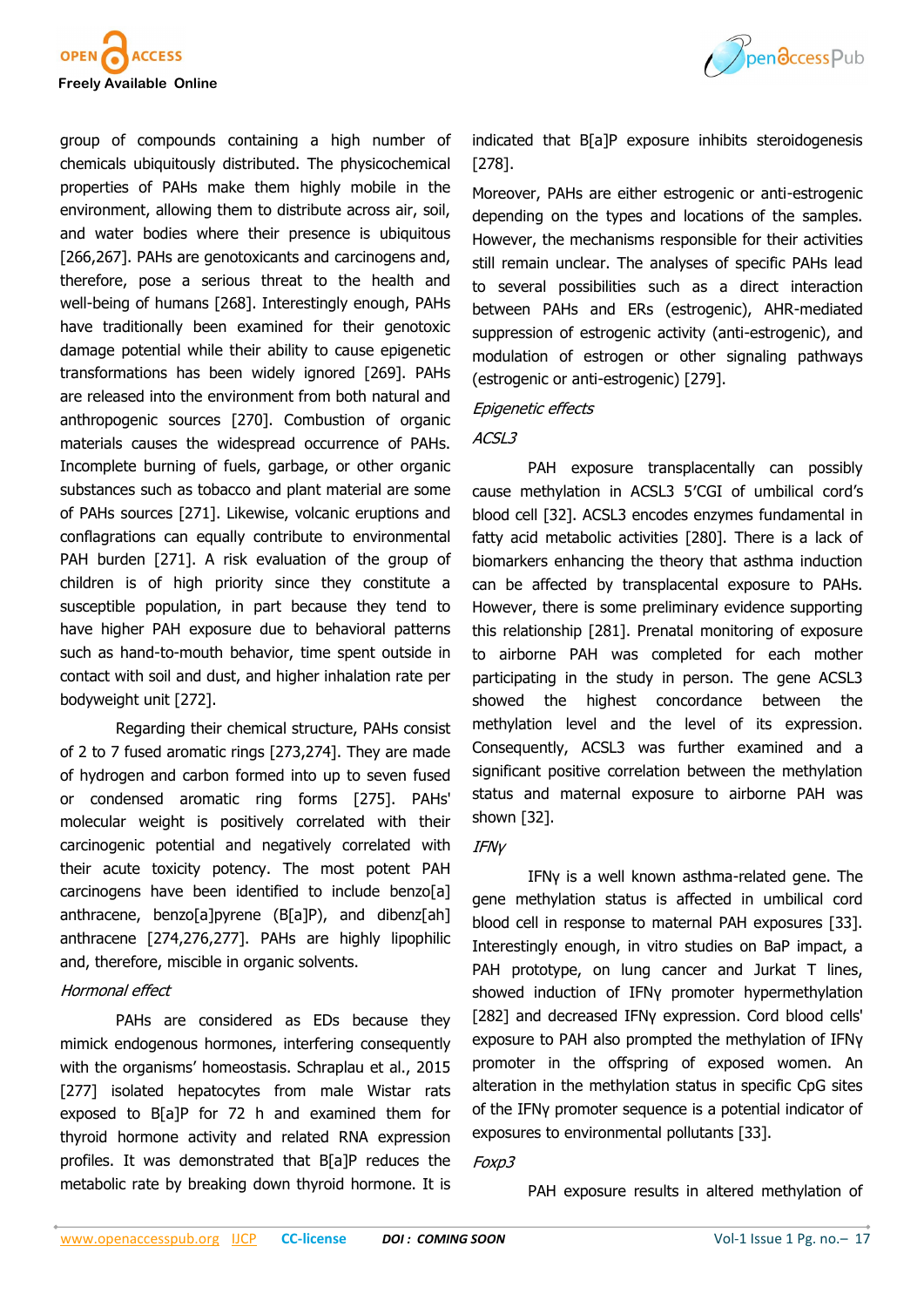group of compounds containing a high number of chemicals ubiquitously distributed. The physicochemical properties of PAHs make them highly mobile in the environment, allowing them to distribute across air, soil, and water bodies where their presence is ubiquitous [266,267]. PAHs are genotoxicants and carcinogens and, therefore, pose a serious threat to the health and well-being of humans [268]. Interestingly enough, PAHs have traditionally been examined for their genotoxic damage potential while their ability to cause epigenetic transformations has been widely ignored [269]. PAHs are released into the environment from both natural and anthropogenic sources [270]. Combustion of organic materials causes the widespread occurrence of PAHs. Incomplete burning of fuels, garbage, or other organic substances such as tobacco and plant material are some of PAHs sources [271]. Likewise, volcanic eruptions and conflagrations can equally contribute to environmental PAH burden [271]. A risk evaluation of the group of children is of high priority since they constitute a susceptible population, in part because they tend to have higher PAH exposure due to behavioral patterns such as hand-to-mouth behavior, time spent outside in contact with soil and dust, and higher inhalation rate per bodyweight unit [272].

Regarding their chemical structure, PAHs consist of 2 to 7 fused aromatic rings [273,274]. They are made of hydrogen and carbon formed into up to seven fused or condensed aromatic ring forms [275]. PAHs' molecular weight is positively correlated with their carcinogenic potential and negatively correlated with their acute toxicity potency. The most potent PAH carcinogens have been identified to include benzo[a] anthracene, benzo[a]pyrene (B[a]P), and dibenz[ah] anthracene [274,276,277]. PAHs are highly lipophilic and, therefore, miscible in organic solvents.

*Hormonal effect*

PAHs are considered as EDs because they mimick endogenous hormones, interfering consequently with the organisms' homeostasis. Schraplau et al., 2015 [277] isolated hepatocytes from male Wistar rats exposed to B[a]P for 72 h and examined them for thyroid hormone activity and related RNA expression profiles. It was demonstrated that B[a]P reduces the metabolic rate by breaking down thyroid hormone. It is indicated that B[a]P exposure inhibits steroidogenesis [278].

Moreover, PAHs are either estrogenic or anti-estrogenic depending on the types and locations of the samples. However, the mechanisms responsible for their activities still remain unclear. The analyses of specific PAHs lead to several possibilities such as a direct interaction between PAHs and ERs (estrogenic), AHR-mediated suppression of estrogenic activity (anti-estrogenic), and modulation of estrogen or other signaling pathways (estrogenic or anti-estrogenic) [279].

*Epigenetic effects*

*ACSL3*

PAH exposure transplacentally can possibly cause methylation in ACSL3 5'CGI of umbilical cord's blood cell [32]. ACSL3 encodes enzymes fundamental in fatty acid metabolic activities [280]. There is a lack of biomarkers enhancing the theory that asthma induction can be affected by transplacental exposure to PAHs. However, there is some preliminary evidence supporting this relationship [281]. Prenatal monitoring of exposure to airborne PAH was completed for each mother participating in the study in person. The gene ACSL3 showed the highest concordance between the methylation level and the level of its expression. Consequently, ACSL3 was further examined and a significant positive correlation between the methylation status and maternal exposure to airborne PAH was shown [32].

*IFNγ*

IFNγ is a well known asthma-related gene. The gene methylation status is affected in umbilical cord blood cell in response to maternal PAH exposures [33]. Interestingly enough, in vitro studies on BaP impact, a PAH prototype, on lung cancer and Jurkat T lines, showed induction of IFNγ promoter hypermethylation [282] and decreased IFNγ expression. Cord blood cells' exposure to PAH also prompted the methylation of IFNγ promoter in the offspring of exposed women. An alteration in the methylation status in specific CpG sites of the IFNγ promoter sequence is a potential indicator of exposures to environmental pollutants [33].

*Foxp3*

PAH exposure results in altered methylation of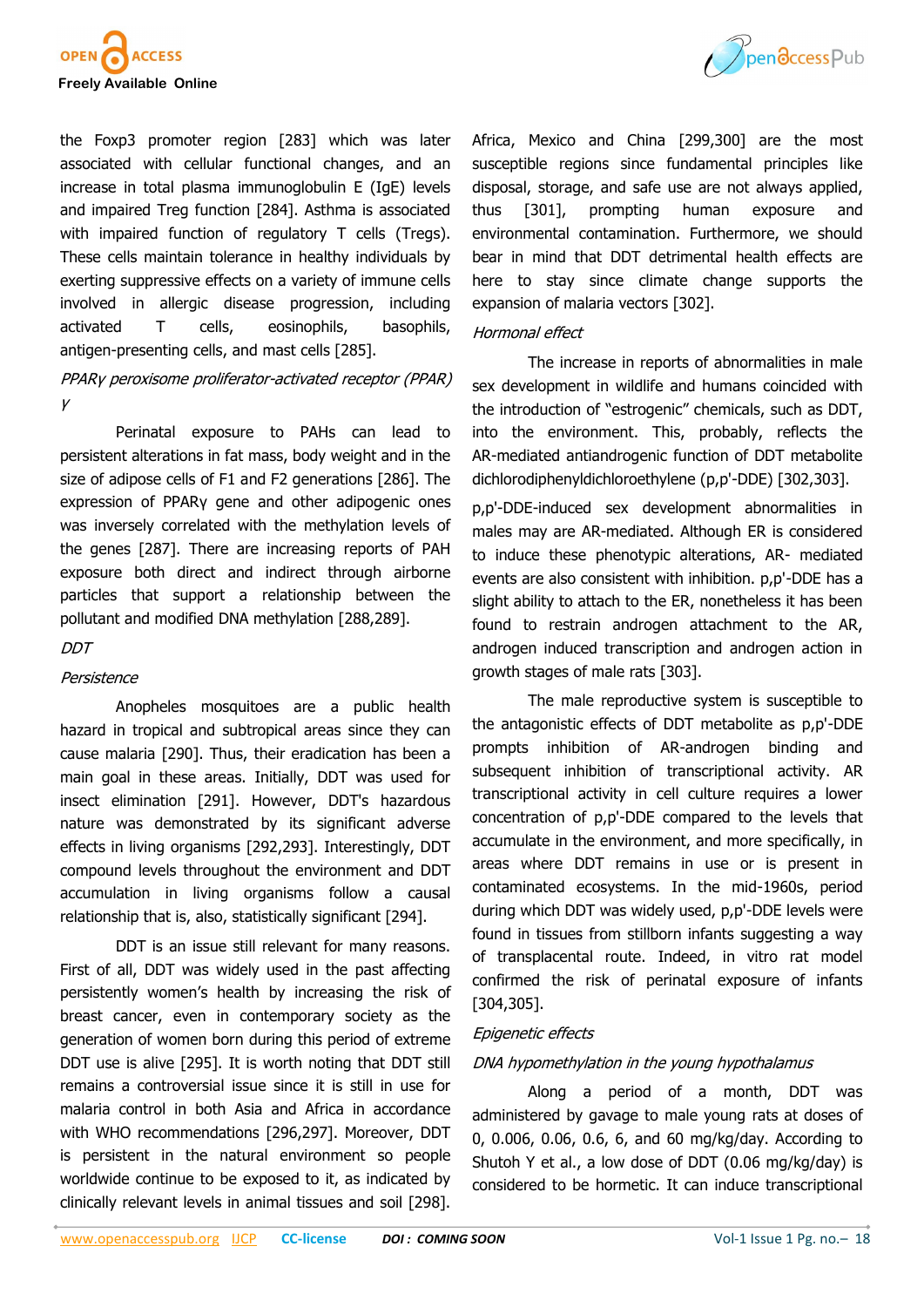the Foxp3 promoter region [283] which was later associated with cellular functional changes, and an increase in total plasma immunoglobulin E (IgE) levels and impaired Treg function [284]. Asthma is associated with impaired function of regulatory T cells (Tregs). These cells maintain tolerance in healthy individuals by exerting suppressive effects on a variety of immune cells involved in allergic disease progression, including activated T cells, eosinophils, basophils, antigen-presenting cells, and mast cells [285].

*PPARγ peroxisome proliferator-activated receptor (PPAR) γ*

Perinatal exposure to PAHs can lead to persistent alterations in fat mass, body weight and in the size of adipose cells of F1 and F2 generations [286]. The expression of PPARγ gene and other adipogenic ones was inversely correlated with the methylation levels of the genes [287]. There are increasing reports of PAH exposure both direct and indirect through airborne particles that support a relationship between the pollutant and modified DNA methylation [288,289].

*DDT*

*Persistence*

Anopheles mosquitoes are a public health hazard in tropical and subtropical areas since they can cause malaria [290]. Thus, their eradication has been a main goal in these areas. Initially, DDT was used for insect elimination [291]. However, DDT's hazardous nature was demonstrated by its significant adverse effects in living organisms [292,293]. Interestingly, DDT compound levels throughout the environment and DDT accumulation in living organisms follow a causal relationship that is, also, statistically significant [294].

DDT is an issue still relevant for many reasons. First of all, DDT was widely used in the past affecting persistently women's health by increasing the risk of breast cancer, even in contemporary society as the generation of women born during this period of extreme DDT use is alive [295]. It is worth noting that DDT still remains a controversial issue since it is still in use for malaria control in both Asia and Africa in accordance with WHO recommendations [296,297]. Moreover, DDT is persistent in the natural environment so people worldwide continue to be exposed to it, as indicated by clinically relevant levels in animal tissues and soil [298]. Africa, Mexico and China [299,300] are the most susceptible regions since fundamental principles like disposal, storage, and safe use are not always applied, thus [301], prompting human exposure and environmental contamination. Furthermore, we should bear in mind that DDT detrimental health effects are here to stay since climate change supports the expansion of malaria vectors [302].

*Hormonal effect*

The increase in reports of abnormalities in male sex development in wildlife and humans coincided with the introduction of "estrogenic" chemicals, such as DDT, into the environment. This, probably, reflects the AR-mediated antiandrogenic function of DDT metabolite dichlorodiphenyldichloroethylene (p,p'-DDE) [302,303].

p,p'-DDE-induced sex development abnormalities in males may are AR-mediated. Although ER is considered to induce these phenotypic alterations, AR- mediated events are also consistent with inhibition. p,p'-DDE has a slight ability to attach to the ER, nonetheless it has been found to restrain androgen attachment to the AR, androgen induced transcription and androgen action in growth stages of male rats [303].

The male reproductive system is susceptible to the antagonistic effects of DDT metabolite as p,p'-DDE prompts inhibition of AR-androgen binding and subsequent inhibition of transcriptional activity. AR transcriptional activity in cell culture requires a lower concentration of p,p'-DDE compared to the levels that accumulate in the environment, and more specifically, in areas where DDT remains in use or is present in contaminated ecosystems. In the mid-1960s, period during which DDT was widely used, p,p'-DDE levels were found in tissues from stillborn infants suggesting a way of transplacental route. Indeed, in vitro rat model confirmed the risk of perinatal exposure of infants [304,305].

*Epigenetic effects*

*DNA hypomethylation in the young hypothalamus*

Along a period of a month, DDT was administered by gavage to male young rats at doses of 0, 0.006, 0.06, 0.6, 6, and 60 mg/kg/day. According to Shutoh Y et al., a low dose of DDT (0.06 mg/kg/day) is considered to be hormetic. It can induce transcriptional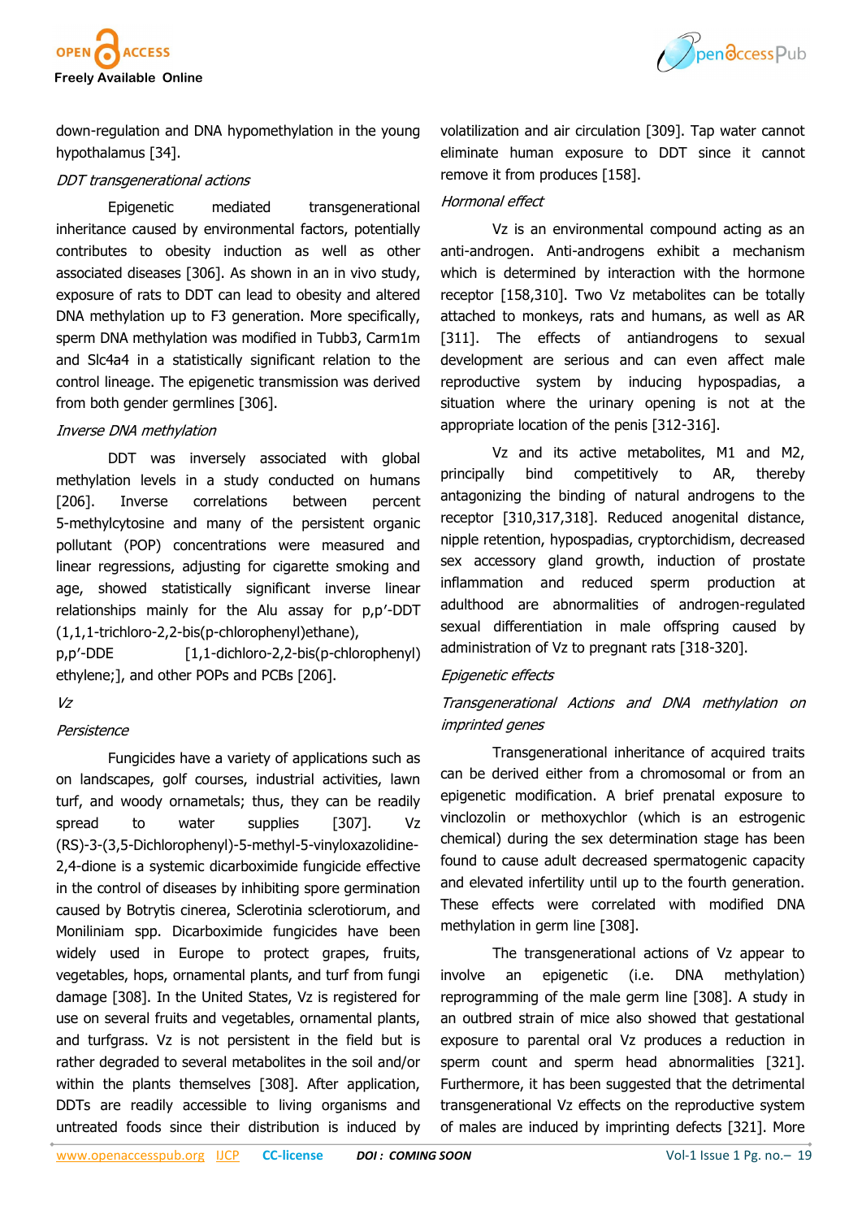down-regulation and DNA hypomethylation in the young hypothalamus [34].

*DDT transgenerational actions*

Epigenetic mediated transgenerational inheritance caused by environmental factors, potentially contributes to obesity induction as well as other associated diseases [306]. As shown in an in vivo study, exposure of rats to DDT can lead to obesity and altered DNA methylation up to F3 generation. More specifically, sperm DNA methylation was modified in Tubb3, Carm1m and Slc4a4 in a statistically significant relation to the control lineage. The epigenetic transmission was derived from both gender germlines [306].

*Inverse DNA methylation*

DDT was inversely associated with global methylation levels in a study conducted on humans [206]. Inverse correlations between percent 5-methylcytosine and many of the persistent organic pollutant (POP) concentrations were measured and linear regressions, adjusting for cigarette smoking and age, showed statistically significant inverse linear relationships mainly for the Alu assay for p,p′-DDT (1,1,1-trichloro-2,2-bis(p-chlorophenyl)ethane), p,p′-DDE [1,1-dichloro-2,2-bis(p-chlorophenyl) ethylene;], and other POPs and PCBs [206].

*Vz*

*Persistence*

Fungicides have a variety of applications such as on landscapes, golf courses, industrial activities, lawn turf, and woody ornametals; thus, they can be readily spread to water supplies [307]. Vz (RS)-3-(3,5-Dichlorophenyl)-5-methyl-5-vinyloxazolidine-2,4-dione is a systemic dicarboximide fungicide effective in the control of diseases by inhibiting spore germination caused by Botrytis cinerea, Sclerotinia sclerotiorum, and Moniliniam spp. Dicarboximide fungicides have been widely used in Europe to protect grapes, fruits, vegetables, hops, ornamental plants, and turf from fungi damage [308]. In the United States, Vz is registered for use on several fruits and vegetables, ornamental plants, and turfgrass. Vz is not persistent in the field but is rather degraded to several metabolites in the soil and/or within the plants themselves [308]. After application, DDTs are readily accessible to living organisms and untreated foods since their distribution is induced by volatilization and air circulation [309]. Tap water cannot eliminate human exposure to DDT since it cannot remove it from produces [158].

*Hormonal effect*

Vz is an environmental compound acting as an anti-androgen. Anti-androgens exhibit a mechanism which is determined by interaction with the hormone receptor [158,310]. Two Vz metabolites can be totally attached to monkeys, rats and humans, as well as AR [311]. The effects of antiandrogens to sexual development are serious and can even affect male reproductive system by inducing hypospadias, a situation where the urinary opening is not at the appropriate location of the penis [312-316].

Vz and its active metabolites, M1 and M2, principally bind competitively to AR, thereby antagonizing the binding of natural androgens to the receptor [310,317,318]. Reduced anogenital distance, nipple retention, hypospadias, cryptorchidism, decreased sex accessory gland growth, induction of prostate inflammation and reduced sperm production at adulthood are abnormalities of androgen-regulated sexual differentiation in male offspring caused by administration of Vz to pregnant rats [318-320].

*Epigenetic effects*

*Transgenerational Actions and DNA methylation on imprinted genes*

Transgenerational inheritance of acquired traits can be derived either from a chromosomal or from an epigenetic modification. A brief prenatal exposure to vinclozolin or methoxychlor (which is an estrogenic chemical) during the sex determination stage has been found to cause adult decreased spermatogenic capacity and elevated infertility until up to the fourth generation. These effects were correlated with modified DNA methylation in germ line [308].

The transgenerational actions of Vz appear to involve an epigenetic (i.e. DNA methylation) reprogramming of the male germ line [308]. A study in an outbred strain of mice also showed that gestational exposure to parental oral Vz produces a reduction in sperm count and sperm head abnormalities [321]. Furthermore, it has been suggested that the detrimental transgenerational Vz effects on the reproductive system of males are induced by imprinting defects [321]. More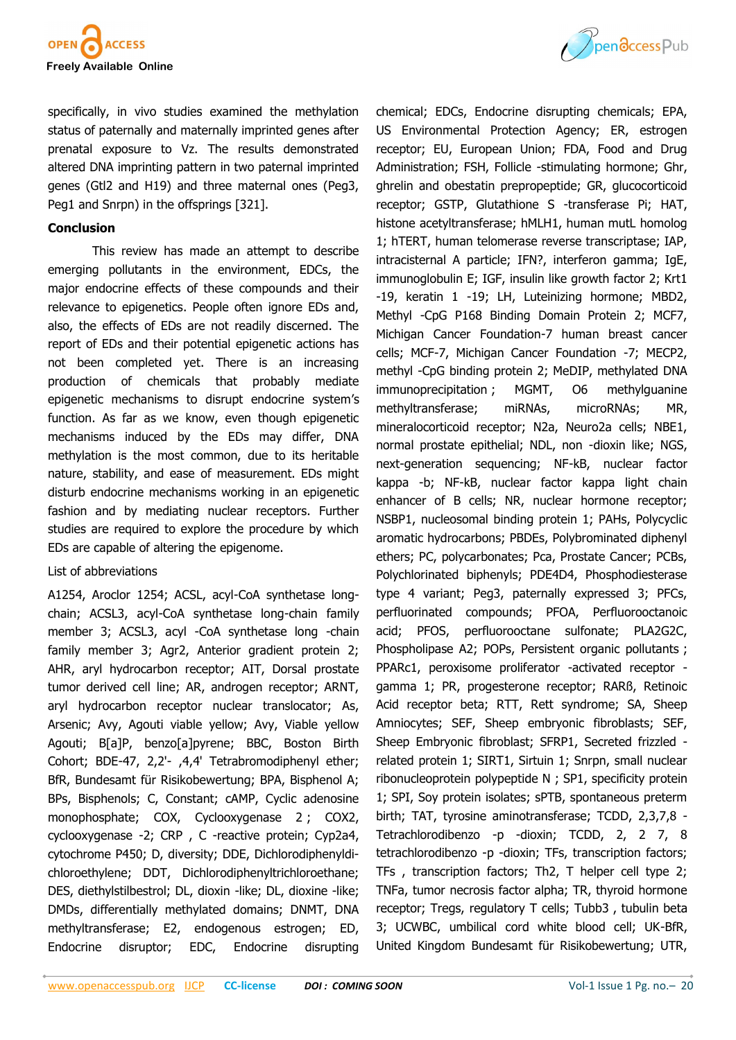specifically, in vivo studies examined the methylation status of paternally and maternally imprinted genes after prenatal exposure to Vz. The results demonstrated altered DNA imprinting pattern in two paternal imprinted genes (Gtl2 and H19) and three maternal ones (Peg3, Peg1 and Snrpn) in the offsprings [321].

## Conclusion

This review has made an attempt to describe emerging pollutants in the environment, EDCs, the major endocrine effects of these compounds and their relevance to epigenetics. People often ignore EDs and, also, the effects of EDs are not readily discerned. The report of EDs and their potential epigenetic actions has not been completed yet. There is an increasing production of chemicals that probably mediate epigenetic mechanisms to disrupt endocrine system's function. As far as we know, even though epigenetic mechanisms induced by the EDs may differ, DNA methylation is the most common, due to its heritable nature, stability, and ease of measurement. EDs might disturb endocrine mechanisms working in an epigenetic fashion and by mediating nuclear receptors. Further studies are required to explore the procedure by which EDs are capable of altering the epigenome.

List of abbreviations

A1254, Aroclor 1254; ACSL, acyl-CoA synthetase long-chain; ACSL3, acyl-CoA synthetase long-chain family member 3; ACSL3, acyl -CoA synthetase long -chain family member 3; Agr2, Anterior gradient protein 2; AHR, aryl hydrocarbon receptor; AIT, Dorsal prostate tumor derived cell line; AR, androgen receptor; ARNT, aryl hydrocarbon receptor nuclear translocator; As, Arsenic; Avy, Agouti viable yellow; Avy, Viable yellow Agouti; B[a]P, benzo[a]pyrene; BBC, Boston Birth Cohort; BDE-47, 2,2'- ,4,4' Tetrabromodiphenyl ether; BfR, Bundesamt für Risikobewertung; BPA, Bisphenol A; BPs, Bisphenols; C, Constant; cAMP, Cyclic adenosine monophosphate; COX, Cyclooxygenase 2 ; COX2, cyclooxygenase -2; CRP , C -reactive protein; Cyp2a4, cytochrome P450; D, diversity; DDE, Dichlorodiphenyldichloroethylene; DDT, Dichlorodiphenyltrichloroethane; DES, diethylstilbestrol; DL, dioxin -like; DL, dioxine -like; DMDs, differentially methylated domains; DNMT, DNA methyltransferase; E2, endogenous estrogen; ED, Endocrine disruptor; EDC, Endocrine disrupting chemical; EDCs, Endocrine disrupting chemicals; EPA, US Environmental Protection Agency; ER, estrogen receptor; EU, European Union; FDA, Food and Drug Administration; FSH, Follicle -stimulating hormone; Ghr, ghrelin and obestatin prepropeptide; GR, glucocorticoid receptor; GSTP, Glutathione S -transferase Pi; HAT, histone acetyltransferase; hMLH1, human mutL homolog 1; hTERT, human telomerase reverse transcriptase; IAP, intracisternal A particle; IFN?, interferon gamma; IgE, immunoglobulin E; IGF, insulin like growth factor 2; Krt1 -19, keratin 1 -19; LH, Luteinizing hormone; MBD2, Methyl -CpG P168 Binding Domain Protein 2; MCF7, Michigan Cancer Foundation-7 human breast cancer cells; MCF-7, Michigan Cancer Foundation -7; MECP2, methyl -CpG binding protein 2; MeDIP, methylated DNA immunoprecipitation ; MGMT, O6 methylguanine methyltransferase; miRNAs, microRNAs; MR, mineralocorticoid receptor; N2a, Neuro2a cells; NBE1, normal prostate epithelial; NDL, non -dioxin like; NGS, next-generation sequencing; NF-kB, nuclear factor kappa -b; NF-kB, nuclear factor kappa light chain enhancer of B cells; NR, nuclear hormone receptor; NSBP1, nucleosomal binding protein 1; PAHs, Polycyclic aromatic hydrocarbons; PBDEs, Polybrominated diphenyl ethers; PC, polycarbonates; Pca, Prostate Cancer; PCBs, Polychlorinated biphenyls; PDE4D4, Phosphodiesterase type 4 variant; Peg3, paternally expressed 3; PFCs, perfluorinated compounds; PFOA, Perfluorooctanoic acid; PFOS, perfluorooctane sulfonate; PLA2G2C, Phospholipase A2; POPs, Persistent organic pollutants ; PPARc1, peroxisome proliferator -activated receptor -gamma 1; PR, progesterone receptor; RARß, Retinoic Acid receptor beta; RTT, Rett syndrome; SA, Sheep Amniocytes; SEF, Sheep embryonic fibroblasts; SEF, Sheep Embryonic fibroblast; SFRP1, Secreted frizzled -related protein 1; SIRT1, Sirtuin 1; Snrpn, small nuclear ribonucleoprotein polypeptide N ; SP1, specificity protein 1; SPI, Soy protein isolates; sPTB, spontaneous preterm birth; TAT, tyrosine aminotransferase; TCDD, 2,3,7,8 -Tetrachlorodibenzo -p -dioxin; TCDD, 2, 2 7, 8 tetrachlorodibenzo -p -dioxin; TFs, transcription factors; TFs , transcription factors; Th2, T helper cell type 2; TNFa, tumor necrosis factor alpha; TR, thyroid hormone receptor; Tregs, regulatory T cells; Tubb3 , tubulin beta 3; UCWBC, umbilical cord white blood cell; UK-BfR, United Kingdom Bundesamt für Risikobewertung; UTR,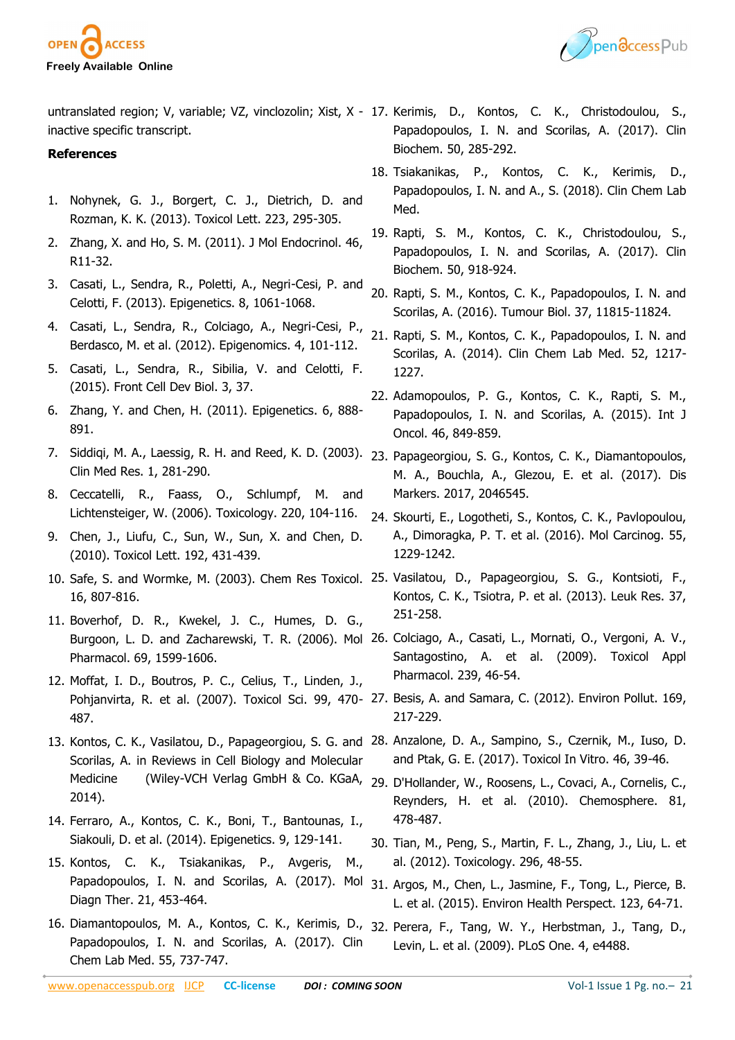untranslated region; V, variable; VZ, vinclozolin; Xist, X - inactive specific transcript.

**References**

1. Nohynek, G. J., Borgert, C. J., Dietrich, D. and Rozman, K. K. (2013). Toxicol Lett. 223, 295-305.
2. Zhang, X. and Ho, S. M. (2011). J Mol Endocrinol. 46, R11-32.
3. Casati, L., Sendra, R., Poletti, A., Negri-Cesi, P. and Celotti, F. (2013). Epigenetics. 8, 1061-1068.
4. Casati, L., Sendra, R., Colciago, A., Negri-Cesi, P., Berdasco, M. et al. (2012). Epigenomics. 4, 101-112.
5. Casati, L., Sendra, R., Sibilia, V. and Celotti, F. (2015). Front Cell Dev Biol. 3, 37.
6. Zhang, Y. and Chen, H. (2011). Epigenetics. 6, 888-891.
7. Siddiqi, M. A., Laessig, R. H. and Reed, K. D. (2003). Clin Med Res. 1, 281-290.
8. Ceccatelli, R., Faass, O., Schlumpf, M. and Lichtensteiger, W. (2006). Toxicology. 220, 104-116.
9. Chen, J., Liufu, C., Sun, W., Sun, X. and Chen, D. (2010). Toxicol Lett. 192, 431-439.
10. Safe, S. and Wormke, M. (2003). Chem Res Toxicol. 16, 807-816.
11. Boverhof, D. R., Kwekel, J. C., Humes, D. G., Burgoon, L. D. and Zacharewski, T. R. (2006). Mol Pharmacol. 69, 1599-1606.
12. Moffat, I. D., Boutros, P. C., Celius, T., Linden, J., Pohjanvirta, R. et al. (2007). Toxicol Sci. 99, 470-487.
13. Kontos, C. K., Vasilatou, D., Papageorgiou, S. G. and Scorilas, A. in Reviews in Cell Biology and Molecular Medicine (Wiley-VCH Verlag GmbH & Co. KGaA, 2014).
14. Ferraro, A., Kontos, C. K., Boni, T., Bantounas, I., Siakouli, D. et al. (2014). Epigenetics. 9, 129-141.
15. Kontos, C. K., Tsiakanikas, P., Avgeris, M., Papadopoulos, I. N. and Scorilas, A. (2017). Mol Diagn Ther. 21, 453-464.
16. Diamantopoulos, M. A., Kontos, C. K., Kerimis, D., Papadopoulos, I. N. and Scorilas, A. (2017). Clin Chem Lab Med. 55, 737-747.
17. Kerimis, D., Kontos, C. K., Christodoulou, S., Papadopoulos, I. N. and Scorilas, A. (2017). Clin Biochem. 50, 285-292.
18. Tsiakanikas, P., Kontos, C. K., Kerimis, D., Papadopoulos, I. N. and A., S. (2018). Clin Chem Lab Med.
19. Rapti, S. M., Kontos, C. K., Christodoulou, S., Papadopoulos, I. N. and Scorilas, A. (2017). Clin Biochem. 50, 918-924.
20. Rapti, S. M., Kontos, C. K., Papadopoulos, I. N. and Scorilas, A. (2016). Tumour Biol. 37, 11815-11824.
21. Rapti, S. M., Kontos, C. K., Papadopoulos, I. N. and Scorilas, A. (2014). Clin Chem Lab Med. 52, 1217-1227.
22. Adamopoulos, P. G., Kontos, C. K., Rapti, S. M., Papadopoulos, I. N. and Scorilas, A. (2015). Int J Oncol. 46, 849-859.
23. Papageorgiou, S. G., Kontos, C. K., Diamantopoulos, M. A., Bouchla, A., Glezou, E. et al. (2017). Dis Markers. 2017, 2046545.
24. Skourti, E., Logotheti, S., Kontos, C. K., Pavlopoulou, A., Dimoragka, P. T. et al. (2016). Mol Carcinog. 55, 1229-1242.
25. Vasilatou, D., Papageorgiou, S. G., Kontsioti, F., Kontos, C. K., Tsiotra, P. et al. (2013). Leuk Res. 37, 251-258.
26. Colciago, A., Casati, L., Mornati, O., Vergoni, A. V., Santagostino, A. et al. (2009). Toxicol Appl Pharmacol. 239, 46-54.
27. Besis, A. and Samara, C. (2012). Environ Pollut. 169, 217-229.
28. Anzalone, D. A., Sampino, S., Czernik, M., Iuso, D. and Ptak, G. E. (2017). Toxicol In Vitro. 46, 39-46.
29. D'Hollander, W., Roosens, L., Covaci, A., Cornelis, C., Reynders, H. et al. (2010). Chemosphere. 81, 478-487.
30. Tian, M., Peng, S., Martin, F. L., Zhang, J., Liu, L. et al. (2012). Toxicology. 296, 48-55.
31. Argos, M., Chen, L., Jasmine, F., Tong, L., Pierce, B. L. et al. (2015). Environ Health Perspect. 123, 64-71.
32. Perera, F., Tang, W. Y., Herbstman, J., Tang, D., Levin, L. et al. (2009). PLoS One. 4, e4488.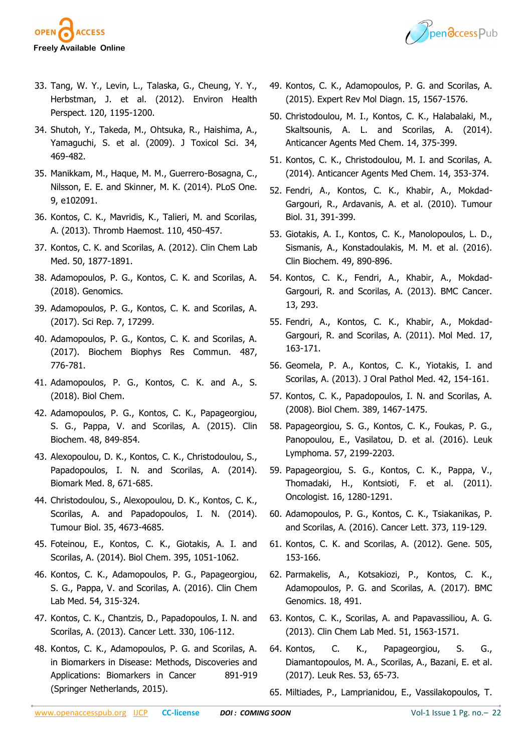33. Tang, W. Y., Levin, L., Talaska, G., Cheung, Y. Y., Herbstman, J. et al. (2012). Environ Health Perspect. 120, 1195-1200.
34. Shutoh, Y., Takeda, M., Ohtsuka, R., Haishima, A., Yamaguchi, S. et al. (2009). J Toxicol Sci. 34, 469-482.
35. Manikkam, M., Haque, M. M., Guerrero-Bosagna, C., Nilsson, E. E. and Skinner, M. K. (2014). PLoS One. 9, e102091.
36. Kontos, C. K., Mavridis, K., Talieri, M. and Scorilas, A. (2013). Thromb Haemost. 110, 450-457.
37. Kontos, C. K. and Scorilas, A. (2012). Clin Chem Lab Med. 50, 1877-1891.
38. Adamopoulos, P. G., Kontos, C. K. and Scorilas, A. (2018). Genomics.
39. Adamopoulos, P. G., Kontos, C. K. and Scorilas, A. (2017). Sci Rep. 7, 17299.
40. Adamopoulos, P. G., Kontos, C. K. and Scorilas, A. (2017). Biochem Biophys Res Commun. 487, 776-781.
41. Adamopoulos, P. G., Kontos, C. K. and A., S. (2018). Biol Chem.
42. Adamopoulos, P. G., Kontos, C. K., Papageorgiou, S. G., Pappa, V. and Scorilas, A. (2015). Clin Biochem. 48, 849-854.
43. Alexopoulou, D. K., Kontos, C. K., Christodoulou, S., Papadopoulos, I. N. and Scorilas, A. (2014). Biomark Med. 8, 671-685.
44. Christodoulou, S., Alexopoulou, D. K., Kontos, C. K., Scorilas, A. and Papadopoulos, I. N. (2014). Tumour Biol. 35, 4673-4685.
45. Foteinou, E., Kontos, C. K., Giotakis, A. I. and Scorilas, A. (2014). Biol Chem. 395, 1051-1062.
46. Kontos, C. K., Adamopoulos, P. G., Papageorgiou, S. G., Pappa, V. and Scorilas, A. (2016). Clin Chem Lab Med. 54, 315-324.
47. Kontos, C. K., Chantzis, D., Papadopoulos, I. N. and Scorilas, A. (2013). Cancer Lett. 330, 106-112.
48. Kontos, C. K., Adamopoulos, P. G. and Scorilas, A. in Biomarkers in Disease: Methods, Discoveries and Applications: Biomarkers in Cancer 891-919 (Springer Netherlands, 2015).
49. Kontos, C. K., Adamopoulos, P. G. and Scorilas, A. (2015). Expert Rev Mol Diagn. 15, 1567-1576.
50. Christodoulou, M. I., Kontos, C. K., Halabalaki, M., Skaltsounis, A. L. and Scorilas, A. (2014). Anticancer Agents Med Chem. 14, 375-399.
51. Kontos, C. K., Christodoulou, M. I. and Scorilas, A. (2014). Anticancer Agents Med Chem. 14, 353-374.
52. Fendri, A., Kontos, C. K., Khabir, A., Mokdad-Gargouri, R., Ardavanis, A. et al. (2010). Tumour Biol. 31, 391-399.
53. Giotakis, A. I., Kontos, C. K., Manolopoulos, L. D., Sismanis, A., Konstadoulakis, M. M. et al. (2016). Clin Biochem. 49, 890-896.
54. Kontos, C. K., Fendri, A., Khabir, A., Mokdad-Gargouri, R. and Scorilas, A. (2013). BMC Cancer. 13, 293.
55. Fendri, A., Kontos, C. K., Khabir, A., Mokdad-Gargouri, R. and Scorilas, A. (2011). Mol Med. 17, 163-171.
56. Geomela, P. A., Kontos, C. K., Yiotakis, I. and Scorilas, A. (2013). J Oral Pathol Med. 42, 154-161.
57. Kontos, C. K., Papadopoulos, I. N. and Scorilas, A. (2008). Biol Chem. 389, 1467-1475.
58. Papageorgiou, S. G., Kontos, C. K., Foukas, P. G., Panopoulou, E., Vasilatou, D. et al. (2016). Leuk Lymphoma. 57, 2199-2203.
59. Papageorgiou, S. G., Kontos, C. K., Pappa, V., Thomadaki, H., Kontsioti, F. et al. (2011). Oncologist. 16, 1280-1291.
60. Adamopoulos, P. G., Kontos, C. K., Tsiakanikas, P. and Scorilas, A. (2016). Cancer Lett. 373, 119-129.
61. Kontos, C. K. and Scorilas, A. (2012). Gene. 505, 153-166.
62. Parmakelis, A., Kotsakiozi, P., Kontos, C. K., Adamopoulos, P. G. and Scorilas, A. (2017). BMC Genomics. 18, 491.
63. Kontos, C. K., Scorilas, A. and Papavassiliou, A. G. (2013). Clin Chem Lab Med. 51, 1563-1571.
64. Kontos, C. K., Papageorgiou, S. G., Diamantopoulos, M. A., Scorilas, A., Bazani, E. et al. (2017). Leuk Res. 53, 65-73.
65. Miltiades, P., Lamprianidou, E., Vassilakopoulos, T.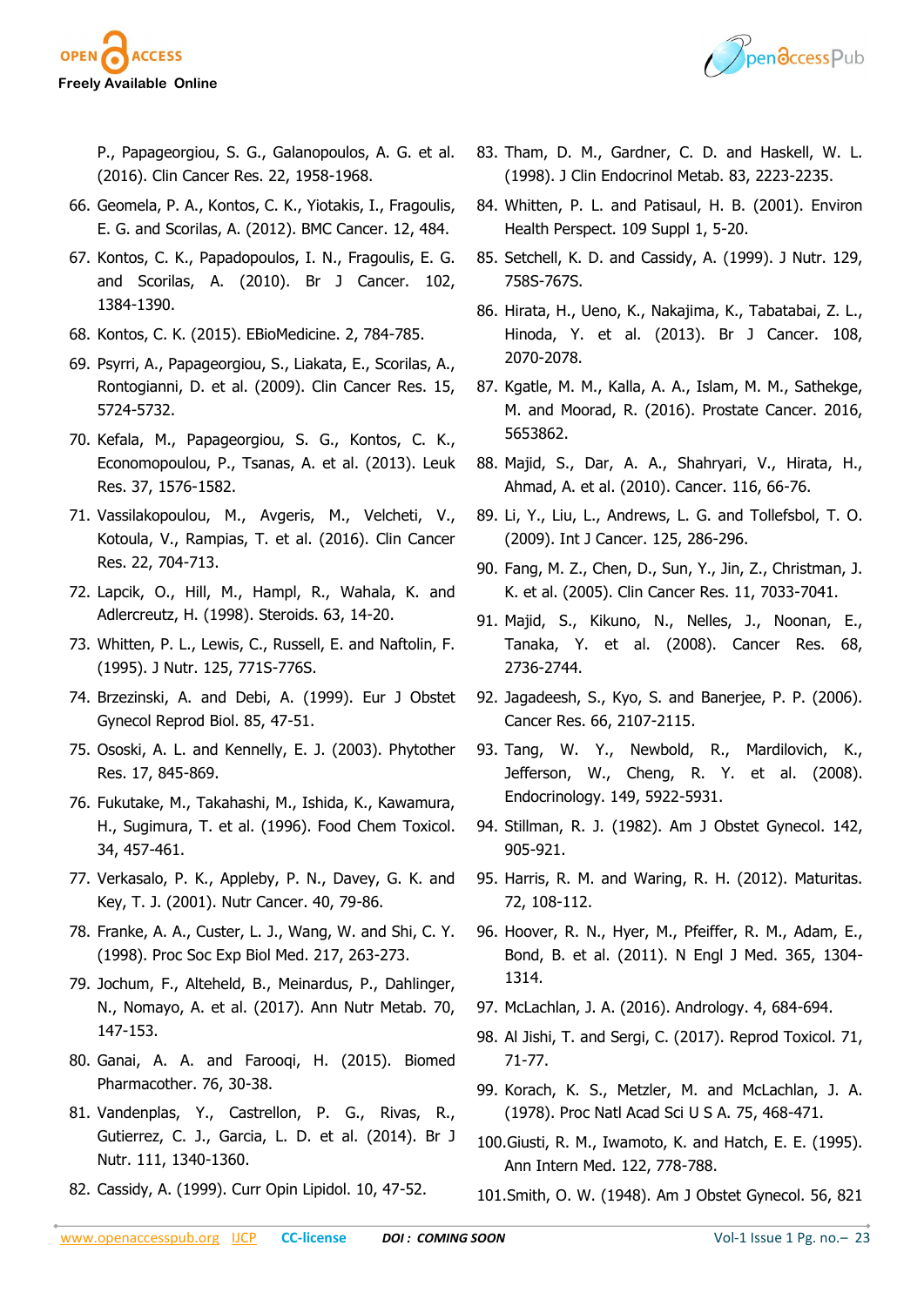P., Papageorgiou, S. G., Galanopoulos, A. G. et al. (2016). Clin Cancer Res. 22, 1958-1968.

66. Geomela, P. A., Kontos, C. K., Yiotakis, I., Fragoulis, E. G. and Scorilas, A. (2012). BMC Cancer. 12, 484.
67. Kontos, C. K., Papadopoulos, I. N., Fragoulis, E. G. and Scorilas, A. (2010). Br J Cancer. 102, 1384-1390.
68. Kontos, C. K. (2015). EBioMedicine. 2, 784-785.
69. Psyrri, A., Papageorgiou, S., Liakata, E., Scorilas, A., Rontogianni, D. et al. (2009). Clin Cancer Res. 15, 5724-5732.
70. Kefala, M., Papageorgiou, S. G., Kontos, C. K., Economopoulou, P., Tsanas, A. et al. (2013). Leuk Res. 37, 1576-1582.
71. Vassilakopoulou, M., Avgeris, M., Velcheti, V., Kotoula, V., Rampias, T. et al. (2016). Clin Cancer Res. 22, 704-713.
72. Lapcik, O., Hill, M., Hampl, R., Wahala, K. and Adlercreutz, H. (1998). Steroids. 63, 14-20.
73. Whitten, P. L., Lewis, C., Russell, E. and Naftolin, F. (1995). J Nutr. 125, 771S-776S.
74. Brzezinski, A. and Debi, A. (1999). Eur J Obstet Gynecol Reprod Biol. 85, 47-51.
75. Ososki, A. L. and Kennelly, E. J. (2003). Phytother Res. 17, 845-869.
76. Fukutake, M., Takahashi, M., Ishida, K., Kawamura, H., Sugimura, T. et al. (1996). Food Chem Toxicol. 34, 457-461.
77. Verkasalo, P. K., Appleby, P. N., Davey, G. K. and Key, T. J. (2001). Nutr Cancer. 40, 79-86.
78. Franke, A. A., Custer, L. J., Wang, W. and Shi, C. Y. (1998). Proc Soc Exp Biol Med. 217, 263-273.
79. Jochum, F., Alteheld, B., Meinardus, P., Dahlinger, N., Nomayo, A. et al. (2017). Ann Nutr Metab. 70, 147-153.
80. Ganai, A. A. and Farooqi, H. (2015). Biomed Pharmacother. 76, 30-38.
81. Vandenplas, Y., Castrellon, P. G., Rivas, R., Gutierrez, C. J., Garcia, L. D. et al. (2014). Br J Nutr. 111, 1340-1360.
82. Cassidy, A. (1999). Curr Opin Lipidol. 10, 47-52.
83. Tham, D. M., Gardner, C. D. and Haskell, W. L. (1998). J Clin Endocrinol Metab. 83, 2223-2235.
84. Whitten, P. L. and Patisaul, H. B. (2001). Environ Health Perspect. 109 Suppl 1, 5-20.
85. Setchell, K. D. and Cassidy, A. (1999). J Nutr. 129, 758S-767S.
86. Hirata, H., Ueno, K., Nakajima, K., Tabatabai, Z. L., Hinoda, Y. et al. (2013). Br J Cancer. 108, 2070-2078.
87. Kgatle, M. M., Kalla, A. A., Islam, M. M., Sathekge, M. and Moorad, R. (2016). Prostate Cancer. 2016, 5653862.
88. Majid, S., Dar, A. A., Shahryari, V., Hirata, H., Ahmad, A. et al. (2010). Cancer. 116, 66-76.
89. Li, Y., Liu, L., Andrews, L. G. and Tollefsbol, T. O. (2009). Int J Cancer. 125, 286-296.
90. Fang, M. Z., Chen, D., Sun, Y., Jin, Z., Christman, J. K. et al. (2005). Clin Cancer Res. 11, 7033-7041.
91. Majid, S., Kikuno, N., Nelles, J., Noonan, E., Tanaka, Y. et al. (2008). Cancer Res. 68, 2736-2744.
92. Jagadeesh, S., Kyo, S. and Banerjee, P. P. (2006). Cancer Res. 66, 2107-2115.
93. Tang, W. Y., Newbold, R., Mardilovich, K., Jefferson, W., Cheng, R. Y. et al. (2008). Endocrinology. 149, 5922-5931.
94. Stillman, R. J. (1982). Am J Obstet Gynecol. 142, 905-921.
95. Harris, R. M. and Waring, R. H. (2012). Maturitas. 72, 108-112.
96. Hoover, R. N., Hyer, M., Pfeiffer, R. M., Adam, E., Bond, B. et al. (2011). N Engl J Med. 365, 1304-1314.
97. McLachlan, J. A. (2016). Andrology. 4, 684-694.
98. Al Jishi, T. and Sergi, C. (2017). Reprod Toxicol. 71, 71-77.
99. Korach, K. S., Metzler, M. and McLachlan, J. A. (1978). Proc Natl Acad Sci U S A. 75, 468-471.
100. Giusti, R. M., Iwamoto, K. and Hatch, E. E. (1995). Ann Intern Med. 122, 778-788.
101. Smith, O. W. (1948). Am J Obstet Gynecol. 56, 821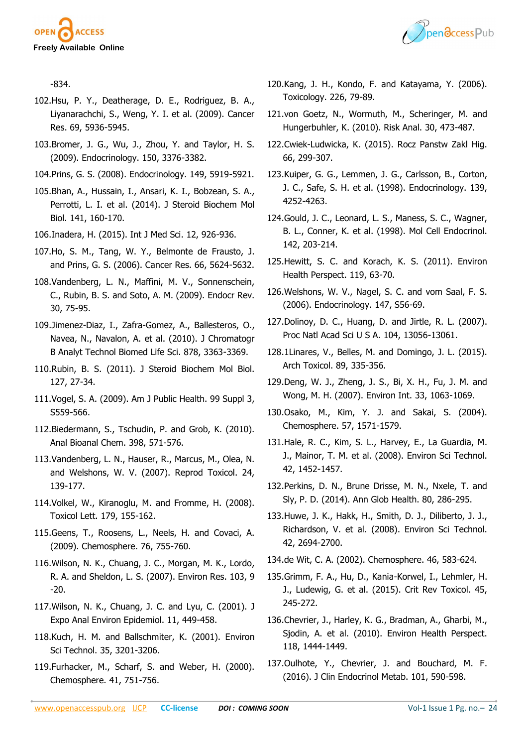-834.

102.Hsu, P. Y., Deatherage, D. E., Rodriguez, B. A., Liyanarachchi, S., Weng, Y. I. et al. (2009). Cancer Res. 69, 5936-5945.

103.Bromer, J. G., Wu, J., Zhou, Y. and Taylor, H. S. (2009). Endocrinology. 150, 3376-3382.

104.Prins, G. S. (2008). Endocrinology. 149, 5919-5921.

105.Bhan, A., Hussain, I., Ansari, K. I., Bobzean, S. A., Perrotti, L. I. et al. (2014). J Steroid Biochem Mol Biol. 141, 160-170.

106.Inadera, H. (2015). Int J Med Sci. 12, 926-936.

107.Ho, S. M., Tang, W. Y., Belmonte de Frausto, J. and Prins, G. S. (2006). Cancer Res. 66, 5624-5632.

108.Vandenberg, L. N., Maffini, M. V., Sonnenschein, C., Rubin, B. S. and Soto, A. M. (2009). Endocr Rev. 30, 75-95.

109.Jimenez-Diaz, I., Zafra-Gomez, A., Ballesteros, O., Navea, N., Navalon, A. et al. (2010). J Chromatogr B Analyt Technol Biomed Life Sci. 878, 3363-3369.

110.Rubin, B. S. (2011). J Steroid Biochem Mol Biol. 127, 27-34.

111.Vogel, S. A. (2009). Am J Public Health. 99 Suppl 3, S559-566.

112.Biedermann, S., Tschudin, P. and Grob, K. (2010). Anal Bioanal Chem. 398, 571-576.

113.Vandenberg, L. N., Hauser, R., Marcus, M., Olea, N. and Welshons, W. V. (2007). Reprod Toxicol. 24, 139-177.

114.Volkel, W., Kiranoglu, M. and Fromme, H. (2008). Toxicol Lett. 179, 155-162.

115.Geens, T., Roosens, L., Neels, H. and Covaci, A. (2009). Chemosphere. 76, 755-760.

116.Wilson, N. K., Chuang, J. C., Morgan, M. K., Lordo, R. A. and Sheldon, L. S. (2007). Environ Res. 103, 9-20.

117.Wilson, N. K., Chuang, J. C. and Lyu, C. (2001). J Expo Anal Environ Epidemiol. 11, 449-458.

118.Kuch, H. M. and Ballschmiter, K. (2001). Environ Sci Technol. 35, 3201-3206.

119.Furhacker, M., Scharf, S. and Weber, H. (2000). Chemosphere. 41, 751-756.

120.Kang, J. H., Kondo, F. and Katayama, Y. (2006). Toxicology. 226, 79-89.

121.von Goetz, N., Wormuth, M., Scheringer, M. and Hungerbuhler, K. (2010). Risk Anal. 30, 473-487.

122.Cwiek-Ludwicka, K. (2015). Rocz Panstw Zakl Hig. 66, 299-307.

123.Kuiper, G. G., Lemmen, J. G., Carlsson, B., Corton, J. C., Safe, S. H. et al. (1998). Endocrinology. 139, 4252-4263.

124.Gould, J. C., Leonard, L. S., Maness, S. C., Wagner, B. L., Conner, K. et al. (1998). Mol Cell Endocrinol. 142, 203-214.

125.Hewitt, S. C. and Korach, K. S. (2011). Environ Health Perspect. 119, 63-70.

126.Welshons, W. V., Nagel, S. C. and vom Saal, F. S. (2006). Endocrinology. 147, S56-69.

127.Dolinoy, D. C., Huang, D. and Jirtle, R. L. (2007). Proc Natl Acad Sci U S A. 104, 13056-13061.

128.1Linares, V., Belles, M. and Domingo, J. L. (2015). Arch Toxicol. 89, 335-356.

129.Deng, W. J., Zheng, J. S., Bi, X. H., Fu, J. M. and Wong, M. H. (2007). Environ Int. 33, 1063-1069.

130.Osako, M., Kim, Y. J. and Sakai, S. (2004). Chemosphere. 57, 1571-1579.

131.Hale, R. C., Kim, S. L., Harvey, E., La Guardia, M. J., Mainor, T. M. et al. (2008). Environ Sci Technol. 42, 1452-1457.

132.Perkins, D. N., Brune Drisse, M. N., Nxele, T. and Sly, P. D. (2014). Ann Glob Health. 80, 286-295.

133.Huwe, J. K., Hakk, H., Smith, D. J., Diliberto, J. J., Richardson, V. et al. (2008). Environ Sci Technol. 42, 2694-2700.

134.de Wit, C. A. (2002). Chemosphere. 46, 583-624.

135.Grimm, F. A., Hu, D., Kania-Korwel, I., Lehmler, H. J., Ludewig, G. et al. (2015). Crit Rev Toxicol. 45, 245-272.

136.Chevrier, J., Harley, K. G., Bradman, A., Gharbi, M., Sjodin, A. et al. (2010). Environ Health Perspect. 118, 1444-1449.

137.Oulhote, Y., Chevrier, J. and Bouchard, M. F. (2016). J Clin Endocrinol Metab. 101, 590-598.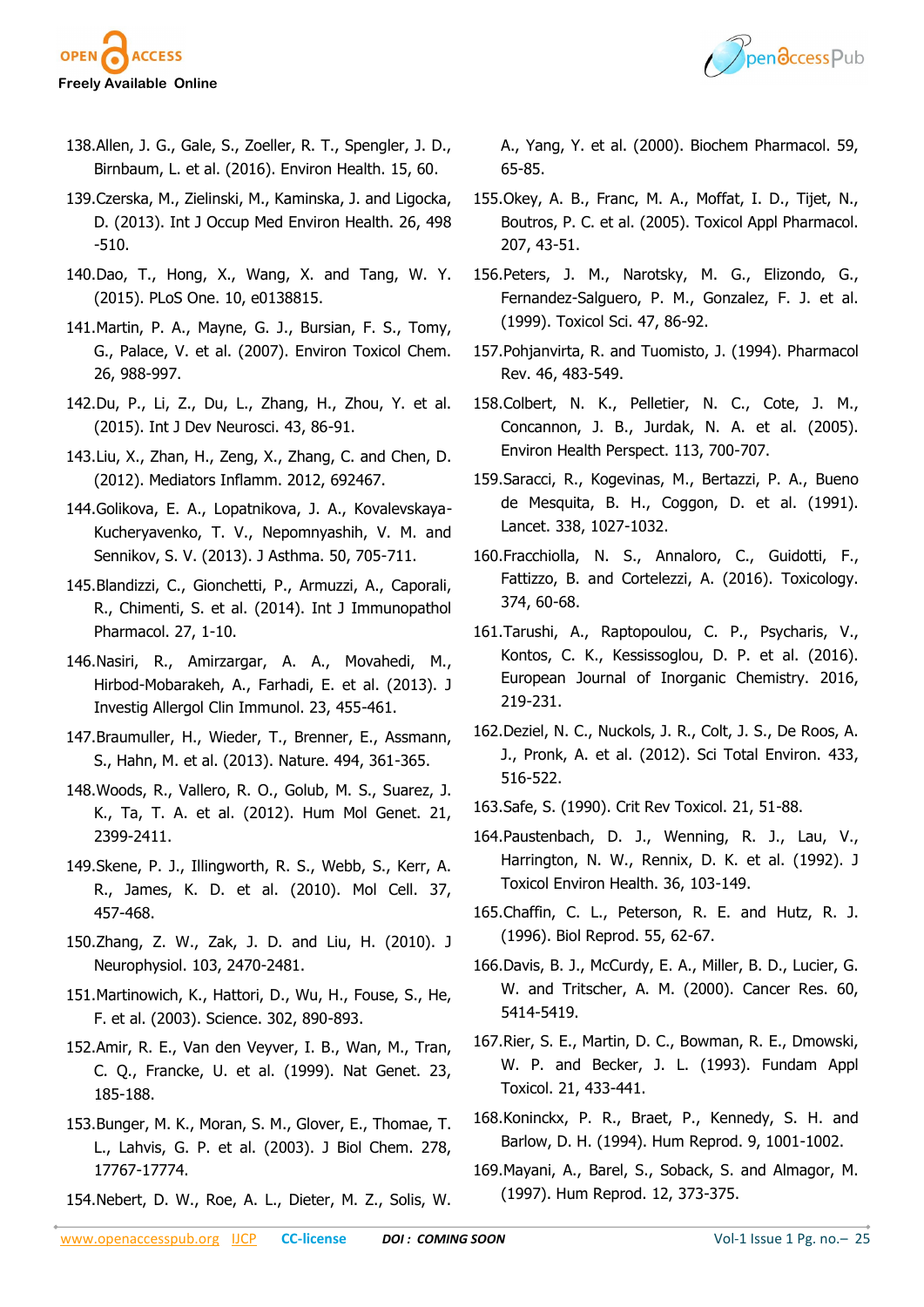138. Allen, J. G., Gale, S., Zoeller, R. T., Spengler, J. D., Birnbaum, L. et al. (2016). Environ Health. 15, 60.
139. Czerska, M., Zielinski, M., Kaminska, J. and Ligocka, D. (2013). Int J Occup Med Environ Health. 26, 498 -510.
140. Dao, T., Hong, X., Wang, X. and Tang, W. Y. (2015). PLoS One. 10, e0138815.
141. Martin, P. A., Mayne, G. J., Bursian, F. S., Tomy, G., Palace, V. et al. (2007). Environ Toxicol Chem. 26, 988-997.
142. Du, P., Li, Z., Du, L., Zhang, H., Zhou, Y. et al. (2015). Int J Dev Neurosci. 43, 86-91.
143. Liu, X., Zhan, H., Zeng, X., Zhang, C. and Chen, D. (2012). Mediators Inflamm. 2012, 692467.
144. Golikova, E. A., Lopatnikova, J. A., Kovalevskaya-Kucheryavenko, T. V., Nepomnyashih, V. M. and Sennikov, S. V. (2013). J Asthma. 50, 705-711.
145. Blandizzi, C., Gionchetti, P., Armuzzi, A., Caporali, R., Chimenti, S. et al. (2014). Int J Immunopathol Pharmacol. 27, 1-10.
146. Nasiri, R., Amirzargar, A. A., Movahedi, M., Hirbod-Mobarakeh, A., Farhadi, E. et al. (2013). J Investig Allergol Clin Immunol. 23, 455-461.
147. Braumuller, H., Wieder, T., Brenner, E., Assmann, S., Hahn, M. et al. (2013). Nature. 494, 361-365.
148. Woods, R., Vallero, R. O., Golub, M. S., Suarez, J. K., Ta, T. A. et al. (2012). Hum Mol Genet. 21, 2399-2411.
149. Skene, P. J., Illingworth, R. S., Webb, S., Kerr, A. R., James, K. D. et al. (2010). Mol Cell. 37, 457-468.
150. Zhang, Z. W., Zak, J. D. and Liu, H. (2010). J Neurophysiol. 103, 2470-2481.
151. Martinowich, K., Hattori, D., Wu, H., Fouse, S., He, F. et al. (2003). Science. 302, 890-893.
152. Amir, R. E., Van den Veyver, I. B., Wan, M., Tran, C. Q., Francke, U. et al. (1999). Nat Genet. 23, 185-188.
153. Bunger, M. K., Moran, S. M., Glover, E., Thomae, T. L., Lahvis, G. P. et al. (2003). J Biol Chem. 278, 17767-17774.
154. Nebert, D. W., Roe, A. L., Dieter, M. Z., Solis, W. A., Yang, Y. et al. (2000). Biochem Pharmacol. 59, 65-85.
155. Okey, A. B., Franc, M. A., Moffat, I. D., Tijet, N., Boutros, P. C. et al. (2005). Toxicol Appl Pharmacol. 207, 43-51.
156. Peters, J. M., Narotsky, M. G., Elizondo, G., Fernandez-Salguero, P. M., Gonzalez, F. J. et al. (1999). Toxicol Sci. 47, 86-92.
157. Pohjanvirta, R. and Tuomisto, J. (1994). Pharmacol Rev. 46, 483-549.
158. Colbert, N. K., Pelletier, N. C., Cote, J. M., Concannon, J. B., Jurdak, N. A. et al. (2005). Environ Health Perspect. 113, 700-707.
159. Saracci, R., Kogevinas, M., Bertazzi, P. A., Bueno de Mesquita, B. H., Coggon, D. et al. (1991). Lancet. 338, 1027-1032.
160. Fracchiolla, N. S., Annaloro, C., Guidotti, F., Fattizzo, B. and Cortelezzi, A. (2016). Toxicology. 374, 60-68.
161. Tarushi, A., Raptopoulou, C. P., Psycharis, V., Kontos, C. K., Kessissoglou, D. P. et al. (2016). European Journal of Inorganic Chemistry. 2016, 219-231.
162. Deziel, N. C., Nuckols, J. R., Colt, J. S., De Roos, A. J., Pronk, A. et al. (2012). Sci Total Environ. 433, 516-522.
163. Safe, S. (1990). Crit Rev Toxicol. 21, 51-88.
164. Paustenbach, D. J., Wenning, R. J., Lau, V., Harrington, N. W., Rennix, D. K. et al. (1992). J Toxicol Environ Health. 36, 103-149.
165. Chaffin, C. L., Peterson, R. E. and Hutz, R. J. (1996). Biol Reprod. 55, 62-67.
166. Davis, B. J., McCurdy, E. A., Miller, B. D., Lucier, G. W. and Tritscher, A. M. (2000). Cancer Res. 60, 5414-5419.
167. Rier, S. E., Martin, D. C., Bowman, R. E., Dmowski, W. P. and Becker, J. L. (1993). Fundam Appl Toxicol. 21, 433-441.
168. Koninckx, P. R., Braet, P., Kennedy, S. H. and Barlow, D. H. (1994). Hum Reprod. 9, 1001-1002.
169. Mayani, A., Barel, S., Soback, S. and Almagor, M. (1997). Hum Reprod. 12, 373-375.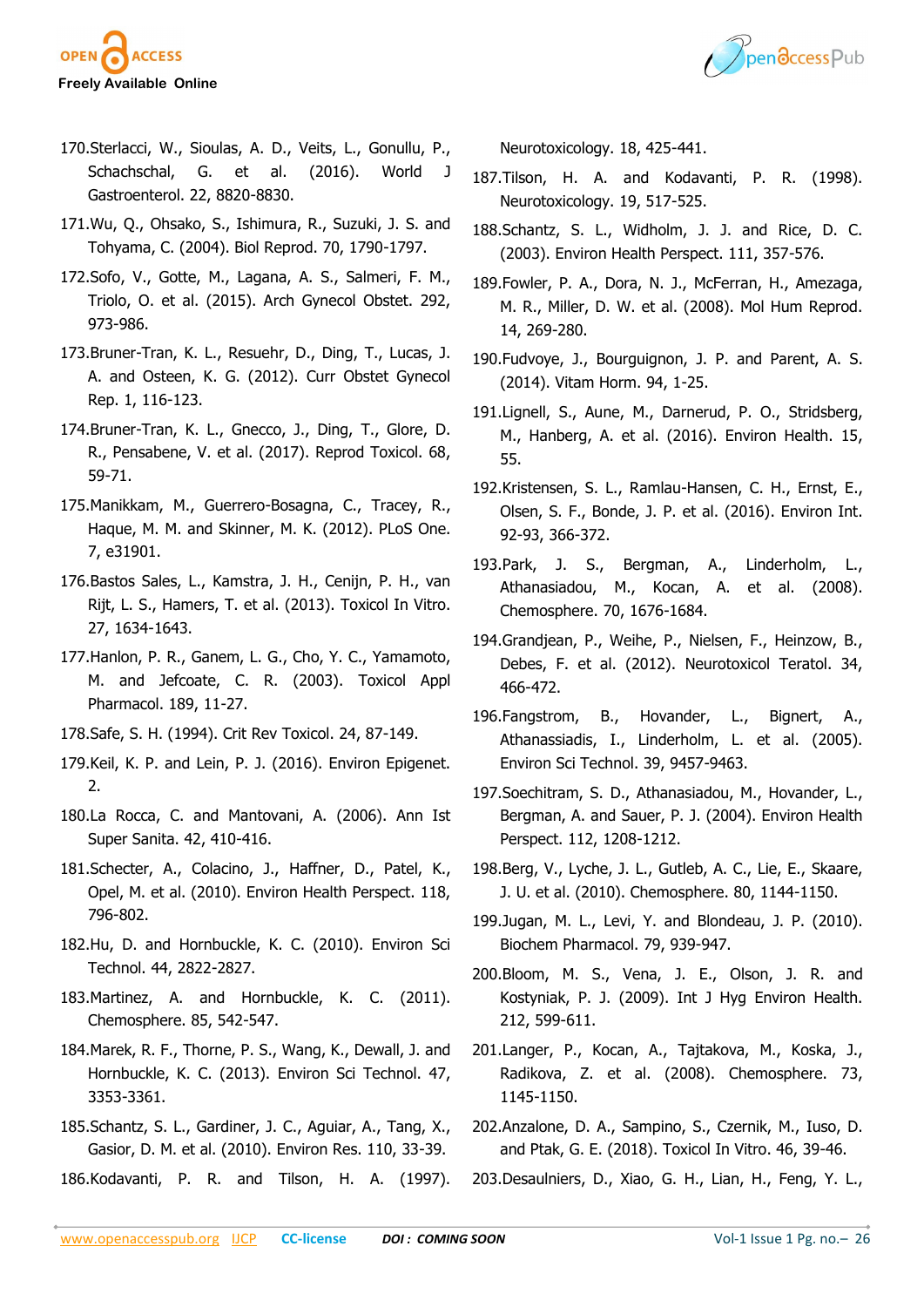170.Sterlacci, W., Sioulas, A. D., Veits, L., Gonullu, P., Schachschal, G. et al. (2016). World J Gastroenterol. 22, 8820-8830.

171.Wu, Q., Ohsako, S., Ishimura, R., Suzuki, J. S. and Tohyama, C. (2004). Biol Reprod. 70, 1790-1797.

172.Sofo, V., Gotte, M., Lagana, A. S., Salmeri, F. M., Triolo, O. et al. (2015). Arch Gynecol Obstet. 292, 973-986.

173.Bruner-Tran, K. L., Resuehr, D., Ding, T., Lucas, J. A. and Osteen, K. G. (2012). Curr Obstet Gynecol Rep. 1, 116-123.

174.Bruner-Tran, K. L., Gnecco, J., Ding, T., Glore, D. R., Pensabene, V. et al. (2017). Reprod Toxicol. 68, 59-71.

175.Manikkam, M., Guerrero-Bosagna, C., Tracey, R., Haque, M. M. and Skinner, M. K. (2012). PLoS One. 7, e31901.

176.Bastos Sales, L., Kamstra, J. H., Cenijn, P. H., van Rijt, L. S., Hamers, T. et al. (2013). Toxicol In Vitro. 27, 1634-1643.

177.Hanlon, P. R., Ganem, L. G., Cho, Y. C., Yamamoto, M. and Jefcoate, C. R. (2003). Toxicol Appl Pharmacol. 189, 11-27.

178.Safe, S. H. (1994). Crit Rev Toxicol. 24, 87-149.

179.Keil, K. P. and Lein, P. J. (2016). Environ Epigenet. 2.

180.La Rocca, C. and Mantovani, A. (2006). Ann Ist Super Sanita. 42, 410-416.

181.Schecter, A., Colacino, J., Haffner, D., Patel, K., Opel, M. et al. (2010). Environ Health Perspect. 118, 796-802.

182.Hu, D. and Hornbuckle, K. C. (2010). Environ Sci Technol. 44, 2822-2827.

183.Martinez, A. and Hornbuckle, K. C. (2011). Chemosphere. 85, 542-547.

184.Marek, R. F., Thorne, P. S., Wang, K., Dewall, J. and Hornbuckle, K. C. (2013). Environ Sci Technol. 47, 3353-3361.

185.Schantz, S. L., Gardiner, J. C., Aguiar, A., Tang, X., Gasior, D. M. et al. (2010). Environ Res. 110, 33-39.

186.Kodavanti, P. R. and Tilson, H. A. (1997). Neurotoxicology. 18, 425-441.

187.Tilson, H. A. and Kodavanti, P. R. (1998). Neurotoxicology. 19, 517-525.

188.Schantz, S. L., Widholm, J. J. and Rice, D. C. (2003). Environ Health Perspect. 111, 357-576.

189.Fowler, P. A., Dora, N. J., McFerran, H., Amezaga, M. R., Miller, D. W. et al. (2008). Mol Hum Reprod. 14, 269-280.

190.Fudvoye, J., Bourguignon, J. P. and Parent, A. S. (2014). Vitam Horm. 94, 1-25.

191.Lignell, S., Aune, M., Darnerud, P. O., Stridsberg, M., Hanberg, A. et al. (2016). Environ Health. 15, 55.

192.Kristensen, S. L., Ramlau-Hansen, C. H., Ernst, E., Olsen, S. F., Bonde, J. P. et al. (2016). Environ Int. 92-93, 366-372.

193.Park, J. S., Bergman, A., Linderholm, L., Athanasiadou, M., Kocan, A. et al. (2008). Chemosphere. 70, 1676-1684.

194.Grandjean, P., Weihe, P., Nielsen, F., Heinzow, B., Debes, F. et al. (2012). Neurotoxicol Teratol. 34, 466-472.

196.Fangstrom, B., Hovander, L., Bignert, A., Athanassiadis, I., Linderholm, L. et al. (2005). Environ Sci Technol. 39, 9457-9463.

197.Soechitram, S. D., Athanasiadou, M., Hovander, L., Bergman, A. and Sauer, P. J. (2004). Environ Health Perspect. 112, 1208-1212.

198.Berg, V., Lyche, J. L., Gutleb, A. C., Lie, E., Skaare, J. U. et al. (2010). Chemosphere. 80, 1144-1150.

199.Jugan, M. L., Levi, Y. and Blondeau, J. P. (2010). Biochem Pharmacol. 79, 939-947.

200.Bloom, M. S., Vena, J. E., Olson, J. R. and Kostyniak, P. J. (2009). Int J Hyg Environ Health. 212, 599-611.

201.Langer, P., Kocan, A., Tajtakova, M., Koska, J., Radikova, Z. et al. (2008). Chemosphere. 73, 1145-1150.

202.Anzalone, D. A., Sampino, S., Czernik, M., Iuso, D. and Ptak, G. E. (2018). Toxicol In Vitro. 46, 39-46.

203.Desaulniers, D., Xiao, G. H., Lian, H., Feng, Y. L.,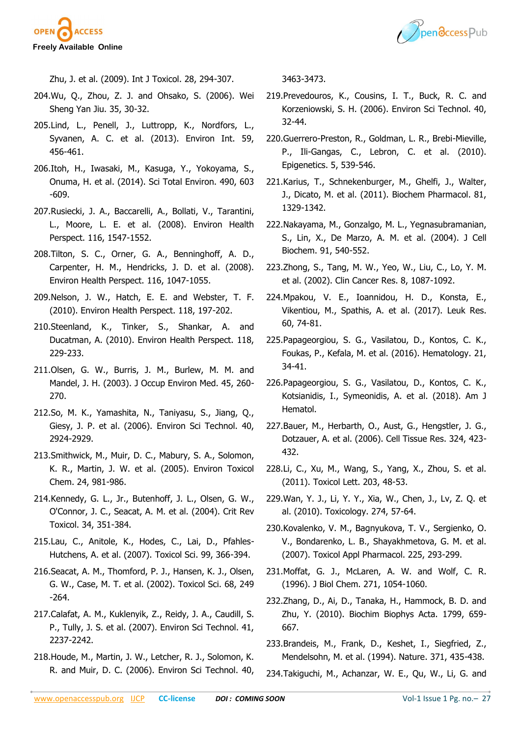Zhu, J. et al. (2009). Int J Toxicol. 28, 294-307.

204. Wu, Q., Zhou, Z. J. and Ohsako, S. (2006). Wei Sheng Yan Jiu. 35, 30-32.

205. Lind, L., Penell, J., Luttropp, K., Nordfors, L., Syvanen, A. C. et al. (2013). Environ Int. 59, 456-461.

206. Itoh, H., Iwasaki, M., Kasuga, Y., Yokoyama, S., Onuma, H. et al. (2014). Sci Total Environ. 490, 603-609.

207. Rusiecki, J. A., Baccarelli, A., Bollati, V., Tarantini, L., Moore, L. E. et al. (2008). Environ Health Perspect. 116, 1547-1552.

208. Tilton, S. C., Orner, G. A., Benninghoff, A. D., Carpenter, H. M., Hendricks, J. D. et al. (2008). Environ Health Perspect. 116, 1047-1055.

209. Nelson, J. W., Hatch, E. E. and Webster, T. F. (2010). Environ Health Perspect. 118, 197-202.

210. Steenland, K., Tinker, S., Shankar, A. and Ducatman, A. (2010). Environ Health Perspect. 118, 229-233.

211. Olsen, G. W., Burris, J. M., Burlew, M. M. and Mandel, J. H. (2003). J Occup Environ Med. 45, 260-270.

212. So, M. K., Yamashita, N., Taniyasu, S., Jiang, Q., Giesy, J. P. et al. (2006). Environ Sci Technol. 40, 2924-2929.

213. Smithwick, M., Muir, D. C., Mabury, S. A., Solomon, K. R., Martin, J. W. et al. (2005). Environ Toxicol Chem. 24, 981-986.

214. Kennedy, G. L., Jr., Butenhoff, J. L., Olsen, G. W., O'Connor, J. C., Seacat, A. M. et al. (2004). Crit Rev Toxicol. 34, 351-384.

215. Lau, C., Anitole, K., Hodes, C., Lai, D., Pfahles-Hutchens, A. et al. (2007). Toxicol Sci. 99, 366-394.

216. Seacat, A. M., Thomford, P. J., Hansen, K. J., Olsen, G. W., Case, M. T. et al. (2002). Toxicol Sci. 68, 249-264.

217. Calafat, A. M., Kuklenyik, Z., Reidy, J. A., Caudill, S. P., Tully, J. S. et al. (2007). Environ Sci Technol. 41, 2237-2242.

218. Houde, M., Martin, J. W., Letcher, R. J., Solomon, K. R. and Muir, D. C. (2006). Environ Sci Technol. 40, 3463-3473.

219. Prevedouros, K., Cousins, I. T., Buck, R. C. and Korzeniowski, S. H. (2006). Environ Sci Technol. 40, 32-44.

220. Guerrero-Preston, R., Goldman, L. R., Brebi-Mieville, P., Ili-Gangas, C., Lebron, C. et al. (2010). Epigenetics. 5, 539-546.

221. Karius, T., Schnekenburger, M., Ghelfi, J., Walter, J., Dicato, M. et al. (2011). Biochem Pharmacol. 81, 1329-1342.

222. Nakayama, M., Gonzalgo, M. L., Yegnasubramanian, S., Lin, X., De Marzo, A. M. et al. (2004). J Cell Biochem. 91, 540-552.

223. Zhong, S., Tang, M. W., Yeo, W., Liu, C., Lo, Y. M. et al. (2002). Clin Cancer Res. 8, 1087-1092.

224. Mpakou, V. E., Ioannidou, H. D., Konsta, E., Vikentiou, M., Spathis, A. et al. (2017). Leuk Res. 60, 74-81.

225. Papageorgiou, S. G., Vasilatou, D., Kontos, C. K., Foukas, P., Kefala, M. et al. (2016). Hematology. 21, 34-41.

226. Papageorgiou, S. G., Vasilatou, D., Kontos, C. K., Kotsianidis, I., Symeonidis, A. et al. (2018). Am J Hematol.

227. Bauer, M., Herbarth, O., Aust, G., Hengstler, J. G., Dotzauer, A. et al. (2006). Cell Tissue Res. 324, 423-432.

228. Li, C., Xu, M., Wang, S., Yang, X., Zhou, S. et al. (2011). Toxicol Lett. 203, 48-53.

229. Wan, Y. J., Li, Y. Y., Xia, W., Chen, J., Lv, Z. Q. et al. (2010). Toxicology. 274, 57-64.

230. Kovalenko, V. M., Bagnyukova, T. V., Sergienko, O. V., Bondarenko, L. B., Shayakhmetova, G. M. et al. (2007). Toxicol Appl Pharmacol. 225, 293-299.

231. Moffat, G. J., McLaren, A. W. and Wolf, C. R. (1996). J Biol Chem. 271, 1054-1060.

232. Zhang, D., Ai, D., Tanaka, H., Hammock, B. D. and Zhu, Y. (2010). Biochim Biophys Acta. 1799, 659-667.

233. Brandeis, M., Frank, D., Keshet, I., Siegfried, Z., Mendelsohn, M. et al. (1994). Nature. 371, 435-438.

234. Takiguchi, M., Achanzar, W. E., Qu, W., Li, G. and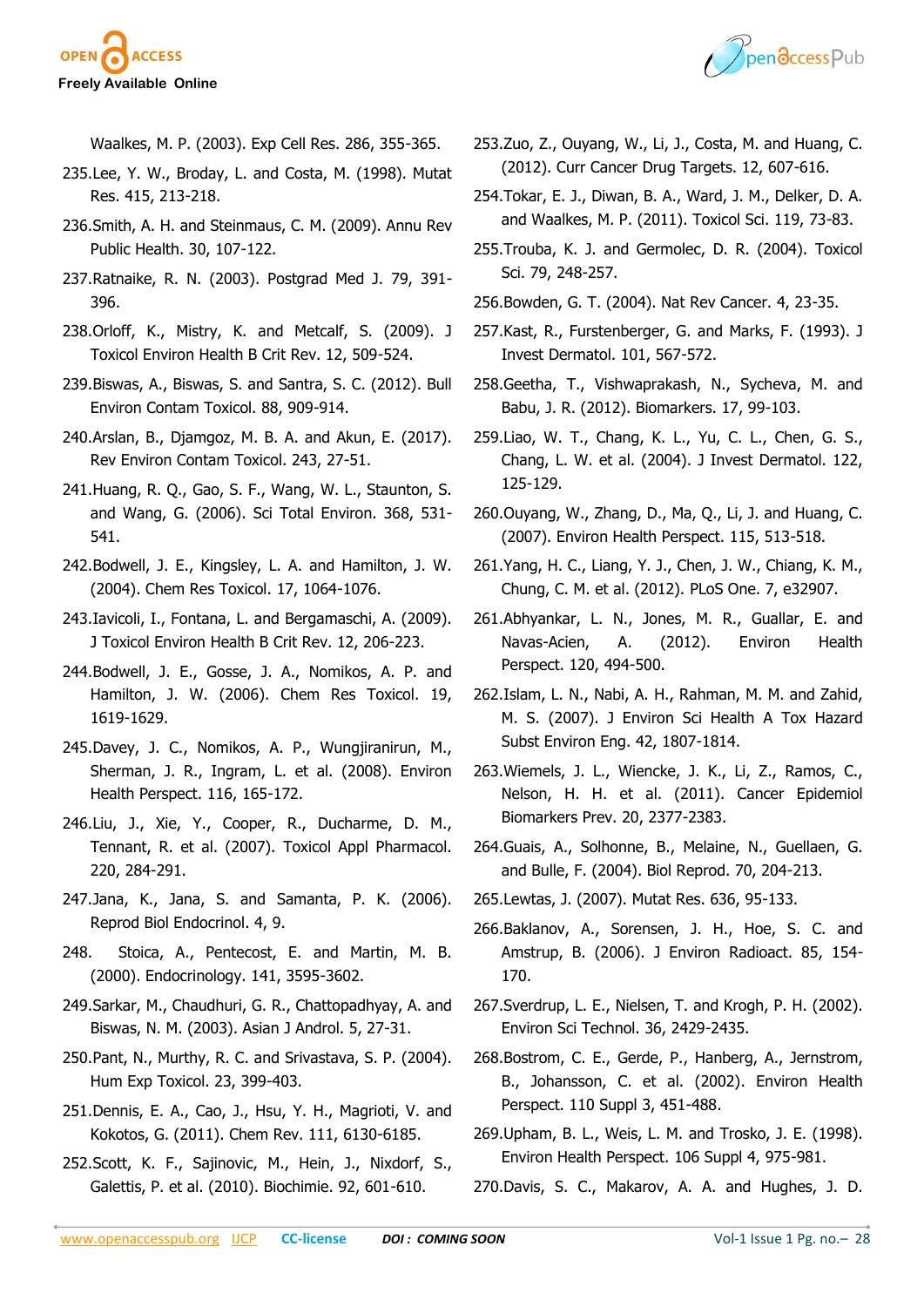Waalkes, M. P. (2003). Exp Cell Res. 286, 355-365.

235. Lee, Y. W., Broday, L. and Costa, M. (1998). Mutat Res. 415, 213-218.

236. Smith, A. H. and Steinmaus, C. M. (2009). Annu Rev Public Health. 30, 107-122.

237. Ratnaike, R. N. (2003). Postgrad Med J. 79, 391-396.

238. Orloff, K., Mistry, K. and Metcalf, S. (2009). J Toxicol Environ Health B Crit Rev. 12, 509-524.

239. Biswas, A., Biswas, S. and Santra, S. C. (2012). Bull Environ Contam Toxicol. 88, 909-914.

240. Arslan, B., Djamgoz, M. B. A. and Akun, E. (2017). Rev Environ Contam Toxicol. 243, 27-51.

241. Huang, R. Q., Gao, S. F., Wang, W. L., Staunton, S. and Wang, G. (2006). Sci Total Environ. 368, 531-541.

242. Bodwell, J. E., Kingsley, L. A. and Hamilton, J. W. (2004). Chem Res Toxicol. 17, 1064-1076.

243. Iavicoli, I., Fontana, L. and Bergamaschi, A. (2009). J Toxicol Environ Health B Crit Rev. 12, 206-223.

244. Bodwell, J. E., Gosse, J. A., Nomikos, A. P. and Hamilton, J. W. (2006). Chem Res Toxicol. 19, 1619-1629.

245. Davey, J. C., Nomikos, A. P., Wungjiranirun, M., Sherman, J. R., Ingram, L. et al. (2008). Environ Health Perspect. 116, 165-172.

246. Liu, J., Xie, Y., Cooper, R., Ducharme, D. M., Tennant, R. et al. (2007). Toxicol Appl Pharmacol. 220, 284-291.

247. Jana, K., Jana, S. and Samanta, P. K. (2006). Reprod Biol Endocrinol. 4, 9.

248. Stoica, A., Pentecost, E. and Martin, M. B. (2000). Endocrinology. 141, 3595-3602.

249. Sarkar, M., Chaudhuri, G. R., Chattopadhyay, A. and Biswas, N. M. (2003). Asian J Androl. 5, 27-31.

250. Pant, N., Murthy, R. C. and Srivastava, S. P. (2004). Hum Exp Toxicol. 23, 399-403.

251. Dennis, E. A., Cao, J., Hsu, Y. H., Magrioti, V. and Kokotos, G. (2011). Chem Rev. 111, 6130-6185.

252. Scott, K. F., Sajinovic, M., Hein, J., Nixdorf, S., Galettis, P. et al. (2010). Biochimie. 92, 601-610.

253. Zuo, Z., Ouyang, W., Li, J., Costa, M. and Huang, C. (2012). Curr Cancer Drug Targets. 12, 607-616.

254. Tokar, E. J., Diwan, B. A., Ward, J. M., Delker, D. A. and Waalkes, M. P. (2011). Toxicol Sci. 119, 73-83.

255. Trouba, K. J. and Germolec, D. R. (2004). Toxicol Sci. 79, 248-257.

256. Bowden, G. T. (2004). Nat Rev Cancer. 4, 23-35.

257. Kast, R., Furstenberger, G. and Marks, F. (1993). J Invest Dermatol. 101, 567-572.

258. Geetha, T., Vishwaprakash, N., Sycheva, M. and Babu, J. R. (2012). Biomarkers. 17, 99-103.

259. Liao, W. T., Chang, K. L., Yu, C. L., Chen, G. S., Chang, L. W. et al. (2004). J Invest Dermatol. 122, 125-129.

260. Ouyang, W., Zhang, D., Ma, Q., Li, J. and Huang, C. (2007). Environ Health Perspect. 115, 513-518.

261. Yang, H. C., Liang, Y. J., Chen, J. W., Chiang, K. M., Chung, C. M. et al. (2012). PLoS One. 7, e32907.

261. Abhyankar, L. N., Jones, M. R., Guallar, E. and Navas-Acien, A. (2012). Environ Health Perspect. 120, 494-500.

262. Islam, L. N., Nabi, A. H., Rahman, M. M. and Zahid, M. S. (2007). J Environ Sci Health A Tox Hazard Subst Environ Eng. 42, 1807-1814.

263. Wiemels, J. L., Wiencke, J. K., Li, Z., Ramos, C., Nelson, H. H. et al. (2011). Cancer Epidemiol Biomarkers Prev. 20, 2377-2383.

264. Guais, A., Solhonne, B., Melaine, N., Guellaen, G. and Bulle, F. (2004). Biol Reprod. 70, 204-213.

265. Lewtas, J. (2007). Mutat Res. 636, 95-133.

266. Baklanov, A., Sorensen, J. H., Hoe, S. C. and Amstrup, B. (2006). J Environ Radioact. 85, 154-170.

267. Sverdrup, L. E., Nielsen, T. and Krogh, P. H. (2002). Environ Sci Technol. 36, 2429-2435.

268. Bostrom, C. E., Gerde, P., Hanberg, A., Jernstrom, B., Johansson, C. et al. (2002). Environ Health Perspect. 110 Suppl 3, 451-488.

269. Upham, B. L., Weis, L. M. and Trosko, J. E. (1998). Environ Health Perspect. 106 Suppl 4, 975-981.

270. Davis, S. C., Makarov, A. A. and Hughes, J. D.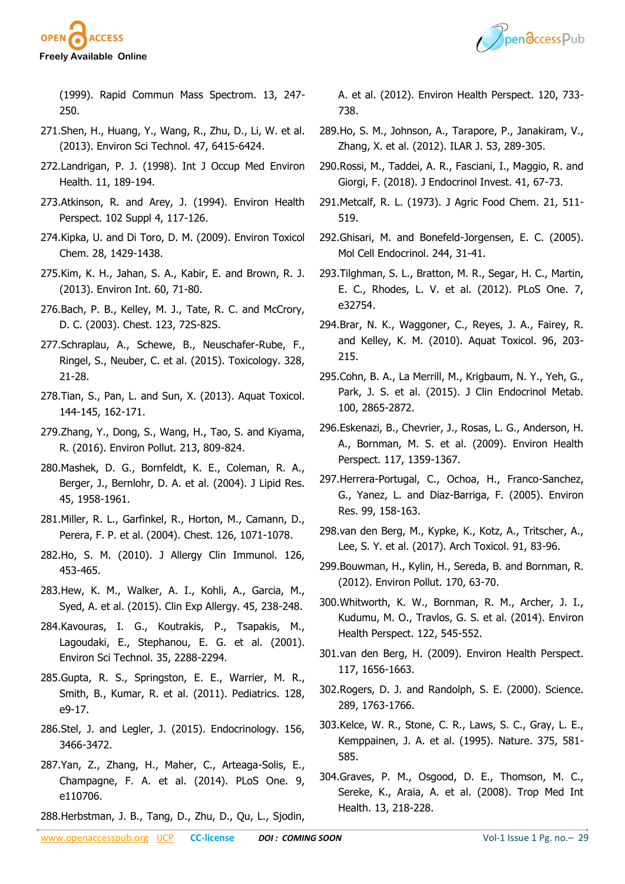(1999). Rapid Commun Mass Spectrom. 13, 247-250.

271.Shen, H., Huang, Y., Wang, R., Zhu, D., Li, W. et al. (2013). Environ Sci Technol. 47, 6415-6424.

272.Landrigan, P. J. (1998). Int J Occup Med Environ Health. 11, 189-194.

273.Atkinson, R. and Arey, J. (1994). Environ Health Perspect. 102 Suppl 4, 117-126.

274.Kipka, U. and Di Toro, D. M. (2009). Environ Toxicol Chem. 28, 1429-1438.

275.Kim, K. H., Jahan, S. A., Kabir, E. and Brown, R. J. (2013). Environ Int. 60, 71-80.

276.Bach, P. B., Kelley, M. J., Tate, R. C. and McCrory, D. C. (2003). Chest. 123, 72S-82S.

277.Schraplau, A., Schewe, B., Neuschafer-Rube, F., Ringel, S., Neuber, C. et al. (2015). Toxicology. 328, 21-28.

278.Tian, S., Pan, L. and Sun, X. (2013). Aquat Toxicol. 144-145, 162-171.

279.Zhang, Y., Dong, S., Wang, H., Tao, S. and Kiyama, R. (2016). Environ Pollut. 213, 809-824.

280.Mashek, D. G., Bornfeldt, K. E., Coleman, R. A., Berger, J., Bernlohr, D. A. et al. (2004). J Lipid Res. 45, 1958-1961.

281.Miller, R. L., Garfinkel, R., Horton, M., Camann, D., Perera, F. P. et al. (2004). Chest. 126, 1071-1078.

282.Ho, S. M. (2010). J Allergy Clin Immunol. 126, 453-465.

283.Hew, K. M., Walker, A. I., Kohli, A., Garcia, M., Syed, A. et al. (2015). Clin Exp Allergy. 45, 238-248.

284.Kavouras, I. G., Koutrakis, P., Tsapakis, M., Lagoudaki, E., Stephanou, E. G. et al. (2001). Environ Sci Technol. 35, 2288-2294.

285.Gupta, R. S., Springston, E. E., Warrier, M. R., Smith, B., Kumar, R. et al. (2011). Pediatrics. 128, e9-17.

286.Stel, J. and Legler, J. (2015). Endocrinology. 156, 3466-3472.

287.Yan, Z., Zhang, H., Maher, C., Arteaga-Solis, E., Champagne, F. A. et al. (2014). PLoS One. 9, e110706.

288.Herbstman, J. B., Tang, D., Zhu, D., Qu, L., Sjodin, A. et al. (2012). Environ Health Perspect. 120, 733-738.

289.Ho, S. M., Johnson, A., Tarapore, P., Janakiram, V., Zhang, X. et al. (2012). ILAR J. 53, 289-305.

290.Rossi, M., Taddei, A. R., Fasciani, I., Maggio, R. and Giorgi, F. (2018). J Endocrinol Invest. 41, 67-73.

291.Metcalf, R. L. (1973). J Agric Food Chem. 21, 511-519.

292.Ghisari, M. and Bonefeld-Jorgensen, E. C. (2005). Mol Cell Endocrinol. 244, 31-41.

293.Tilghman, S. L., Bratton, M. R., Segar, H. C., Martin, E. C., Rhodes, L. V. et al. (2012). PLoS One. 7, e32754.

294.Brar, N. K., Waggoner, C., Reyes, J. A., Fairey, R. and Kelley, K. M. (2010). Aquat Toxicol. 96, 203-215.

295.Cohn, B. A., La Merrill, M., Krigbaum, N. Y., Yeh, G., Park, J. S. et al. (2015). J Clin Endocrinol Metab. 100, 2865-2872.

296.Eskenazi, B., Chevrier, J., Rosas, L. G., Anderson, H. A., Bornman, M. S. et al. (2009). Environ Health Perspect. 117, 1359-1367.

297.Herrera-Portugal, C., Ochoa, H., Franco-Sanchez, G., Yanez, L. and Diaz-Barriga, F. (2005). Environ Res. 99, 158-163.

298.van den Berg, M., Kypke, K., Kotz, A., Tritscher, A., Lee, S. Y. et al. (2017). Arch Toxicol. 91, 83-96.

299.Bouwman, H., Kylin, H., Sereda, B. and Bornman, R. (2012). Environ Pollut. 170, 63-70.

300.Whitworth, K. W., Bornman, R. M., Archer, J. I., Kudumu, M. O., Travlos, G. S. et al. (2014). Environ Health Perspect. 122, 545-552.

301.van den Berg, H. (2009). Environ Health Perspect. 117, 1656-1663.

302.Rogers, D. J. and Randolph, S. E. (2000). Science. 289, 1763-1766.

303.Kelce, W. R., Stone, C. R., Laws, S. C., Gray, L. E., Kemppainen, J. A. et al. (1995). Nature. 375, 581-585.

304.Graves, P. M., Osgood, D. E., Thomson, M. C., Sereke, K., Araia, A. et al. (2008). Trop Med Int Health. 13, 218-228.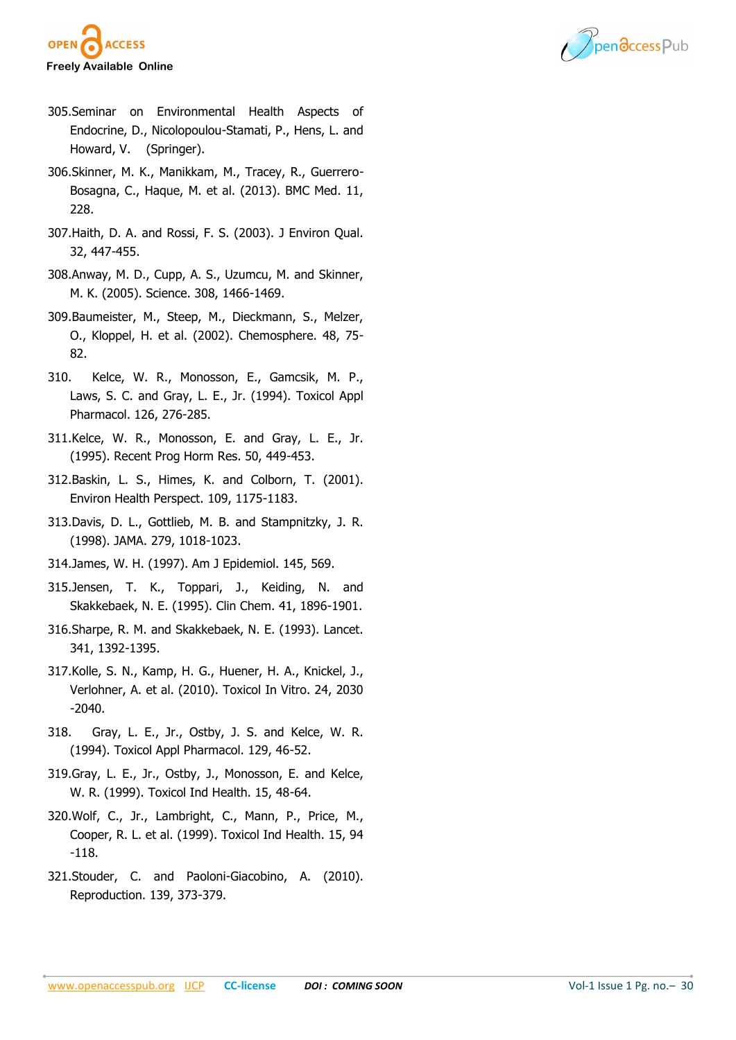305.Seminar on Environmental Health Aspects of Endocrine, D., Nicolopoulou-Stamati, P., Hens, L. and Howard, V. (Springer).

306.Skinner, M. K., Manikkam, M., Tracey, R., Guerrero-Bosagna, C., Haque, M. et al. (2013). BMC Med. 11, 228.

307.Haith, D. A. and Rossi, F. S. (2003). J Environ Qual. 32, 447-455.

308.Anway, M. D., Cupp, A. S., Uzumcu, M. and Skinner, M. K. (2005). Science. 308, 1466-1469.

309.Baumeister, M., Steep, M., Dieckmann, S., Melzer, O., Kloppel, H. et al. (2002). Chemosphere. 48, 75-82.

310. Kelce, W. R., Monosson, E., Gamcsik, M. P., Laws, S. C. and Gray, L. E., Jr. (1994). Toxicol Appl Pharmacol. 126, 276-285.

311.Kelce, W. R., Monosson, E. and Gray, L. E., Jr. (1995). Recent Prog Horm Res. 50, 449-453.

312.Baskin, L. S., Himes, K. and Colborn, T. (2001). Environ Health Perspect. 109, 1175-1183.

313.Davis, D. L., Gottlieb, M. B. and Stampnitzky, J. R. (1998). JAMA. 279, 1018-1023.

314.James, W. H. (1997). Am J Epidemiol. 145, 569.

315.Jensen, T. K., Toppari, J., Keiding, N. and Skakkebaek, N. E. (1995). Clin Chem. 41, 1896-1901.

316.Sharpe, R. M. and Skakkebaek, N. E. (1993). Lancet. 341, 1392-1395.

317.Kolle, S. N., Kamp, H. G., Huener, H. A., Knickel, J., Verlohner, A. et al. (2010). Toxicol In Vitro. 24, 2030-2040.

318. Gray, L. E., Jr., Ostby, J. S. and Kelce, W. R. (1994). Toxicol Appl Pharmacol. 129, 46-52.

319.Gray, L. E., Jr., Ostby, J., Monosson, E. and Kelce, W. R. (1999). Toxicol Ind Health. 15, 48-64.

320.Wolf, C., Jr., Lambright, C., Mann, P., Price, M., Cooper, R. L. et al. (1999). Toxicol Ind Health. 15, 94-118.

321.Stouder, C. and Paoloni-Giacobino, A. (2010). Reproduction. 139, 373-379.